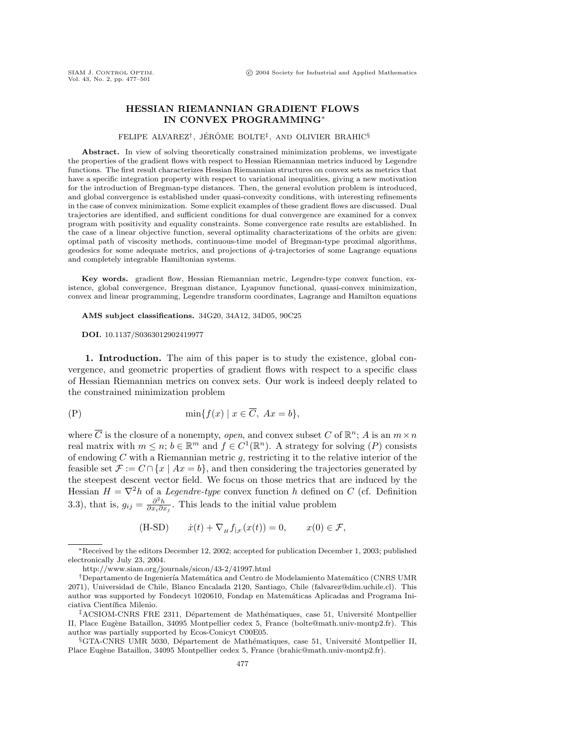# HESSIAN RIEMANNIAN GRADIENT FLOWS IN CONVEX PROGRAMMING*

FELIPE ALVAREZ[†], JÉRÔME BOLTE[‡], AND OLIVIER BRAHIC[§]

**Abstract.** In view of solving theoretically constrained minimization problems, we investigate the properties of the gradient flows with respect to Hessian Riemannian metrics induced by Legendre functions. The first result characterizes Hessian Riemannian structures on convex sets as metrics that have a specific integration property with respect to variational inequalities, giving a new motivation for the introduction of Bregman-type distances. Then, the general evolution problem is introduced, and global convergence is established under quasi-convexity conditions, with interesting refinements in the case of convex minimization. Some explicit examples of these gradient flows are discussed. Dual trajectories are identified, and sufficient conditions for dual convergence are examined for a convex program with positivity and equality constraints. Some convergence rate results are established. In the case of a linear objective function, several optimality characterizations of the orbits are given: optimal path of viscosity methods, continuous-time model of Bregman-type proximal algorithms, geodesics for some adequate metrics, and projections of $\dot{q}$-trajectories of some Lagrange equations and completely integrable Hamiltonian systems.

**Key words.** gradient flow, Hessian Riemannian metric, Legendre-type convex function, existence, global convergence, Bregman distance, Lyapunov functional, quasi-convex minimization, convex and linear programming, Legendre transform coordinates, Lagrange and Hamilton equations

**AMS subject classifications.** 34G20, 34A12, 34D05, 90C25

**DOI.** 10.1137/S0363012902419977

## 1. Introduction.

The aim of this paper is to study the existence, global convergence, and geometric properties of gradient flows with respect to a specific class of Hessian Riemannian metrics on convex sets. Our work is indeed deeply related to the constrained minimization problem

$$(P) \qquad \min\{f(x) \mid x \in \overline{C},\ Ax = b\},$$

where $\overline{C}$ is the closure of a nonempty, *open*, and convex subset $C$ of $\mathbb{R}^n$; $A$ is an $m \times n$ real matrix with $m \leq n$; $b \in \mathbb{R}^m$ and $f \in C^1(\mathbb{R}^n)$. A strategy for solving $(P)$ consists of endowing $C$ with a Riemannian metric $g$, restricting it to the relative interior of the feasible set $\mathcal{F} := C \cap \{x \mid Ax = b\}$, and then considering the trajectories generated by the steepest descent vector field. We focus on those metrics that are induced by the Hessian $H = \nabla^2 h$ of a *Legendre-type* convex function $h$ defined on $C$ (cf. Definition 3.3), that is, $g_{ij} = \frac{\partial^2 h}{\partial x_i \partial x_j}$. This leads to the initial value problem

$$\text{(H-SD)} \qquad \dot{x}(t) + \nabla_H f_{|\mathcal{F}}(x(t)) = 0, \qquad x(0) \in \mathcal{F},$$

---

*Received by the editors December 12, 2002; accepted for publication December 1, 2003; published electronically July 23, 2004.

http://www.siam.org/journals/sicon/43-2/41997.html

[†]Departamento de Ingeniería Matemática and Centro de Modelamiento Matemático (CNRS UMR 2071), Universidad de Chile, Blanco Encalada 2120, Santiago, Chile (falvarez@dim.uchile.cl). This author was supported by Fondecyt 1020610, Fondap en Matemáticas Aplicadas and Programa Iniciativa Científica Milenio.

[‡]ACSIOM-CNRS FRE 2311, Département de Mathématiques, case 51, Université Montpellier II, Place Eugène Bataillon, 34095 Montpellier cedex 5, France (bolte@math.univ-montp2.fr). This author was partially supported by Ecos-Conicyt C00E05.

[§]GTA-CNRS UMR 5030, Département de Mathématiques, case 51, Université Montpellier II, Place Eugène Bataillon, 34095 Montpellier cedex 5, France (brahic@math.univ-montp2.fr).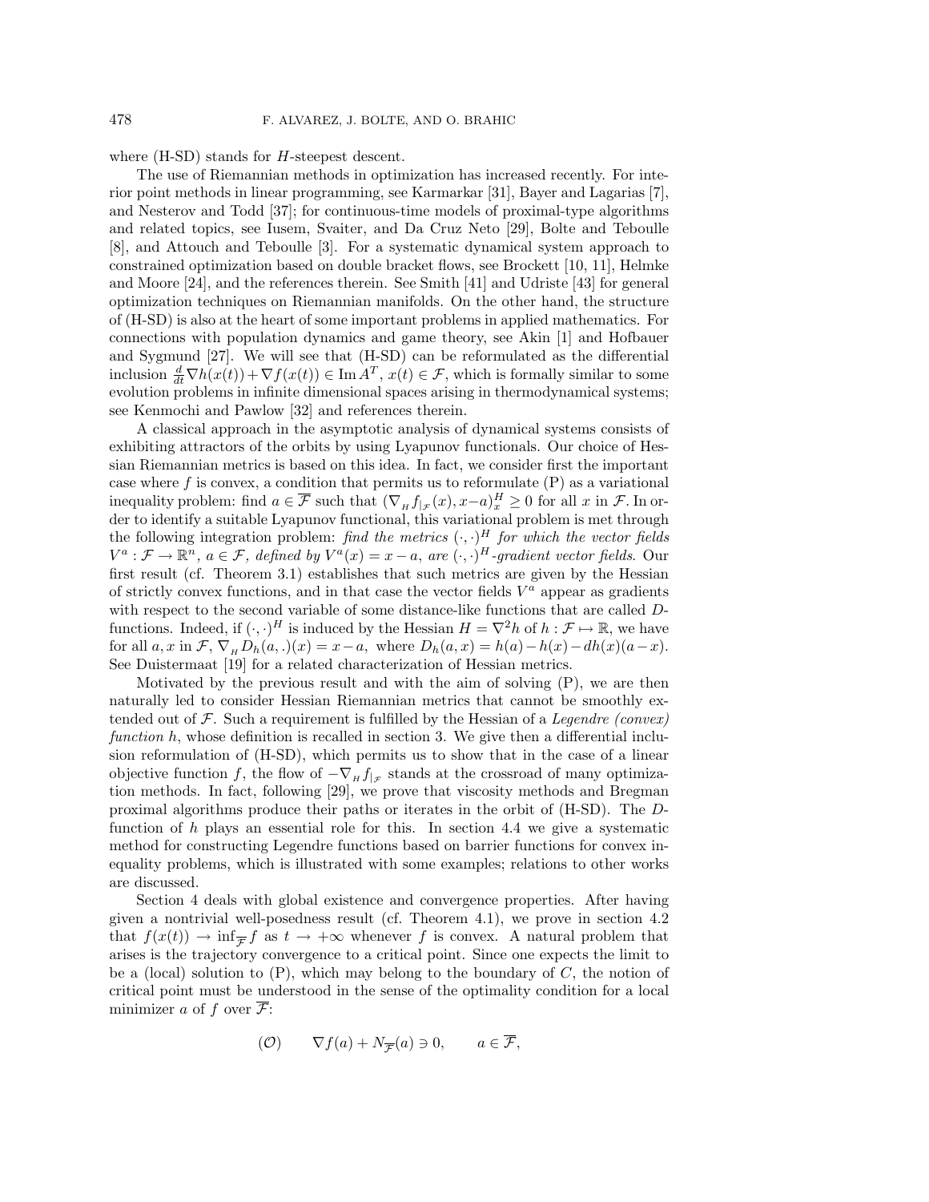where (H-SD) stands for $H$-steepest descent.

The use of Riemannian methods in optimization has increased recently. For interior point methods in linear programming, see Karmarkar [31], Bayer and Lagarias [7], and Nesterov and Todd [37]; for continuous-time models of proximal-type algorithms and related topics, see Iusem, Svaiter, and Da Cruz Neto [29], Bolte and Teboulle [8], and Attouch and Teboulle [3]. For a systematic dynamical system approach to constrained optimization based on double bracket flows, see Brockett [10, 11], Helmke and Moore [24], and the references therein. See Smith [41] and Udriste [43] for general optimization techniques on Riemannian manifolds. On the other hand, the structure of (H-SD) is also at the heart of some important problems in applied mathematics. For connections with population dynamics and game theory, see Akin [1] and Hofbauer and Sygmund [27]. We will see that (H-SD) can be reformulated as the differential inclusion $\frac{d}{dt}\nabla h(x(t)) + \nabla f(x(t)) \in \operatorname{Im} A^T$, $x(t) \in \mathcal{F}$, which is formally similar to some evolution problems in infinite dimensional spaces arising in thermodynamical systems; see Kenmochi and Pawlow [32] and references therein.

A classical approach in the asymptotic analysis of dynamical systems consists of exhibiting attractors of the orbits by using Lyapunov functionals. Our choice of Hessian Riemannian metrics is based on this idea. In fact, we consider first the important case where $f$ is convex, a condition that permits us to reformulate (P) as a variational inequality problem: find $a \in \overline{\mathcal{F}}$ such that $(\nabla_H f_{|\mathcal{F}}(x), x-a)^H_x \geq 0$ for all $x$ in $\mathcal{F}$. In order to identify a suitable Lyapunov functional, this variational problem is met through the following integration problem: *find the metrics* $(\cdot,\cdot)^H$ *for which the vector fields* $V^a : \mathcal{F} \to \mathbb{R}^n$, $a \in \mathcal{F}$, *defined by* $V^a(x) = x - a$, *are* $(\cdot,\cdot)^H$*-gradient vector fields*. Our first result (cf. Theorem 3.1) establishes that such metrics are given by the Hessian of strictly convex functions, and in that case the vector fields $V^a$ appear as gradients with respect to the second variable of some distance-like functions that are called $D$-functions. Indeed, if $(\cdot,\cdot)^H$ is induced by the Hessian $H = \nabla^2 h$ of $h : \mathcal{F} \mapsto \mathbb{R}$, we have for all $a, x$ in $\mathcal{F}$, $\nabla_H D_h(a,.)(x) = x - a$, where $D_h(a,x) = h(a) - h(x) - dh(x)(a-x)$. See Duistermaat [19] for a related characterization of Hessian metrics.

Motivated by the previous result and with the aim of solving (P), we are then naturally led to consider Hessian Riemannian metrics that cannot be smoothly extended out of $\mathcal{F}$. Such a requirement is fulfilled by the Hessian of a *Legendre (convex) function* $h$, whose definition is recalled in section 3. We give then a differential inclusion reformulation of (H-SD), which permits us to show that in the case of a linear objective function $f$, the flow of $-\nabla_H f_{|\mathcal{F}}$ stands at the crossroad of many optimization methods. In fact, following [29], we prove that viscosity methods and Bregman proximal algorithms produce their paths or iterates in the orbit of (H-SD). The $D$-function of $h$ plays an essential role for this. In section 4.4 we give a systematic method for constructing Legendre functions based on barrier functions for convex inequality problems, which is illustrated with some examples; relations to other works are discussed.

Section 4 deals with global existence and convergence properties. After having given a nontrivial well-posedness result (cf. Theorem 4.1), we prove in section 4.2 that $f(x(t)) \to \inf_{\overline{\mathcal{F}}} f$ as $t \to +\infty$ whenever $f$ is convex. A natural problem that arises is the trajectory convergence to a critical point. Since one expects the limit to be a (local) solution to (P), which may belong to the boundary of $C$, the notion of critical point must be understood in the sense of the optimality condition for a local minimizer $a$ of $f$ over $\overline{\mathcal{F}}$:

$$(\mathcal{O}) \qquad \nabla f(a) + N_{\overline{\mathcal{F}}}(a) \ni 0, \qquad a \in \overline{\mathcal{F}},$$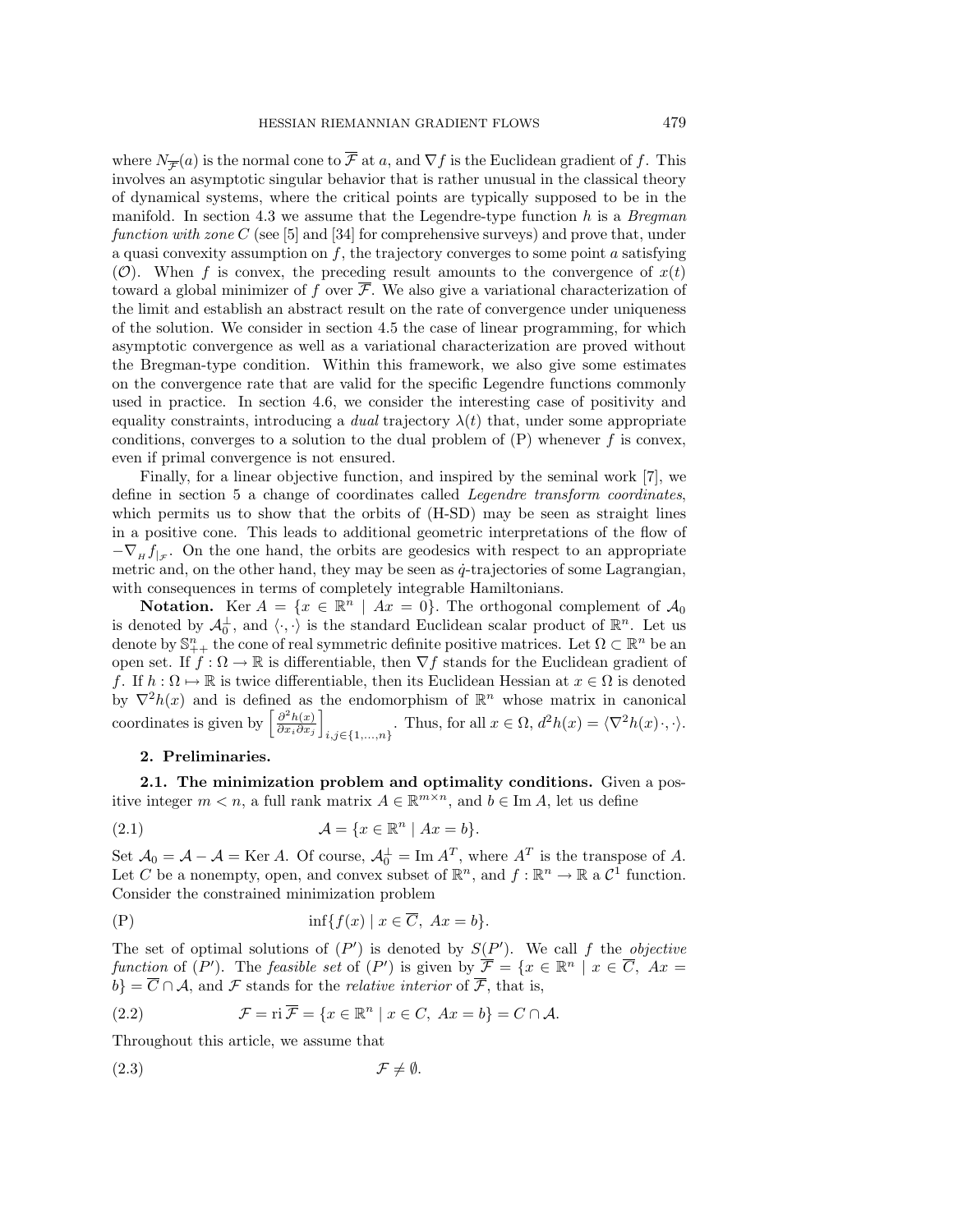where $N_{\overline{\mathcal{F}}}(a)$ is the normal cone to $\overline{\mathcal{F}}$ at $a$, and $\nabla f$ is the Euclidean gradient of $f$. This involves an asymptotic singular behavior that is rather unusual in the classical theory of dynamical systems, where the critical points are typically supposed to be in the manifold. In section 4.3 we assume that the Legendre-type function $h$ is a *Bregman function with zone* $C$ (see [5] and [34] for comprehensive surveys) and prove that, under a quasi convexity assumption on $f$, the trajectory converges to some point $a$ satisfying $(\mathcal{O})$. When $f$ is convex, the preceding result amounts to the convergence of $x(t)$ toward a global minimizer of $f$ over $\overline{\mathcal{F}}$. We also give a variational characterization of the limit and establish an abstract result on the rate of convergence under uniqueness of the solution. We consider in section 4.5 the case of linear programming, for which asymptotic convergence as well as a variational characterization are proved without the Bregman-type condition. Within this framework, we also give some estimates on the convergence rate that are valid for the specific Legendre functions commonly used in practice. In section 4.6, we consider the interesting case of positivity and equality constraints, introducing a *dual* trajectory $\lambda(t)$ that, under some appropriate conditions, converges to a solution to the dual problem of (P) whenever $f$ is convex, even if primal convergence is not ensured.

Finally, for a linear objective function, and inspired by the seminal work [7], we define in section 5 a change of coordinates called *Legendre transform coordinates*, which permits us to show that the orbits of (H-SD) may be seen as straight lines in a positive cone. This leads to additional geometric interpretations of the flow of $-\nabla_H f_{|\mathcal{F}}$. On the one hand, the orbits are geodesics with respect to an appropriate metric and, on the other hand, they may be seen as $\dot{q}$-trajectories of some Lagrangian, with consequences in terms of completely integrable Hamiltonians.

**Notation.** $\operatorname{Ker} A = \{x \in \mathbb{R}^n \mid Ax = 0\}$. The orthogonal complement of $\mathcal{A}_0$ is denoted by $\mathcal{A}_0^\perp$, and $\langle \cdot, \cdot \rangle$ is the standard Euclidean scalar product of $\mathbb{R}^n$. Let us denote by $\mathbb{S}^n_{++}$ the cone of real symmetric definite positive matrices. Let $\Omega \subset \mathbb{R}^n$ be an open set. If $f : \Omega \to \mathbb{R}$ is differentiable, then $\nabla f$ stands for the Euclidean gradient of $f$. If $h : \Omega \mapsto \mathbb{R}$ is twice differentiable, then its Euclidean Hessian at $x \in \Omega$ is denoted by $\nabla^2 h(x)$ and is defined as the endomorphism of $\mathbb{R}^n$ whose matrix in canonical coordinates is given by $\left[\frac{\partial^2 h(x)}{\partial x_i \partial x_j}\right]_{i,j \in \{1,\ldots,n\}}$. Thus, for all $x \in \Omega$, $d^2 h(x) = \langle \nabla^2 h(x) \cdot, \cdot \rangle$.

## 2. Preliminaries.

**2.1. The minimization problem and optimality conditions.** Given a positive integer $m < n$, a full rank matrix $A \in \mathbb{R}^{m \times n}$, and $b \in \operatorname{Im} A$, let us define

$$\mathcal{A} = \{x \in \mathbb{R}^n \mid Ax = b\}. \tag{2.1}$$

Set $\mathcal{A}_0 = \mathcal{A} - \mathcal{A} = \operatorname{Ker} A$. Of course, $\mathcal{A}_0^\perp = \operatorname{Im} A^T$, where $A^T$ is the transpose of $A$. Let $C$ be a nonempty, open, and convex subset of $\mathbb{R}^n$, and $f : \mathbb{R}^n \to \mathbb{R}$ a $\mathcal{C}^1$ function. Consider the constrained minimization problem

$$\text{(P)} \qquad \inf\{f(x) \mid x \in \overline{C},\ Ax = b\}.$$

The set of optimal solutions of $(P')$ is denoted by $S(P')$. We call $f$ the *objective function* of $(P')$. The *feasible set* of $(P')$ is given by $\overline{\mathcal{F}} = \{x \in \mathbb{R}^n \mid x \in \overline{C},\ Ax = b\} = \overline{C} \cap \mathcal{A}$, and $\mathcal{F}$ stands for the *relative interior* of $\overline{\mathcal{F}}$, that is,

$$\mathcal{F} = \operatorname{ri} \overline{\mathcal{F}} = \{x \in \mathbb{R}^n \mid x \in C,\ Ax = b\} = C \cap \mathcal{A}. \tag{2.2}$$

Throughout this article, we assume that

$$\mathcal{F} \neq \emptyset. \tag{2.3}$$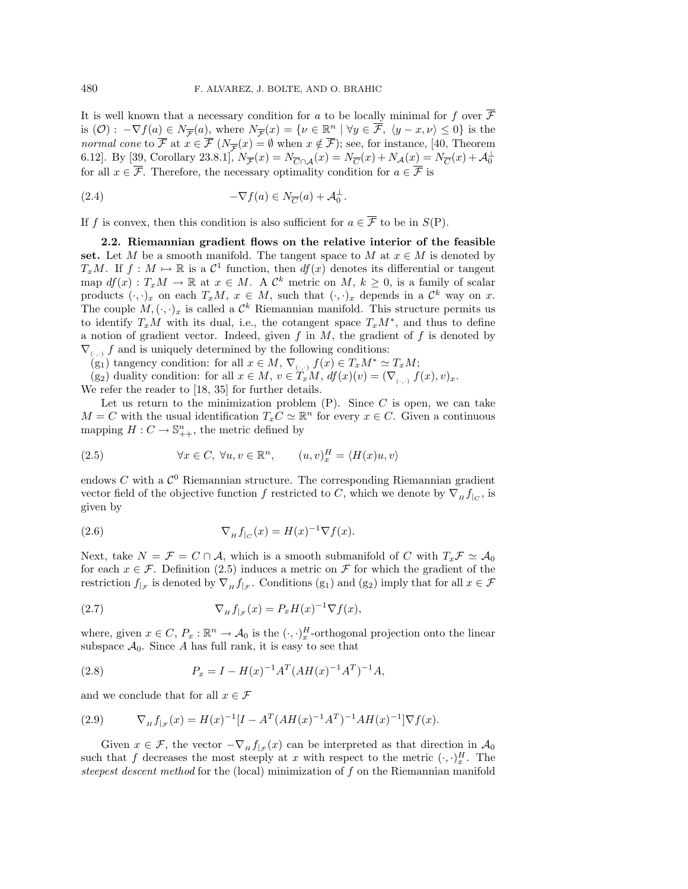It is well known that a necessary condition for $a$ to be locally minimal for $f$ over $\overline{\mathcal{F}}$ is $(\mathcal{O})$ : $-\nabla f(a) \in N_{\overline{\mathcal{F}}}(a)$, where $N_{\overline{\mathcal{F}}}(x) = \{\nu \in \mathbb{R}^n \mid \forall y \in \overline{\mathcal{F}},\ \langle y - x, \nu \rangle \leq 0\}$ is the *normal cone* to $\overline{\mathcal{F}}$ at $x \in \overline{\mathcal{F}}$ ($N_{\overline{\mathcal{F}}}(x) = \emptyset$ when $x \notin \overline{\mathcal{F}}$); see, for instance, [40, Theorem 6.12]. By [39, Corollary 23.8.1], $N_{\overline{\mathcal{F}}}(x) = N_{\overline{C} \cap \mathcal{A}}(x) = N_{\overline{C}}(x) + N_{\mathcal{A}}(x) = N_{\overline{C}}(x) + \mathcal{A}_0^{\perp}$ for all $x \in \overline{\mathcal{F}}$. Therefore, the necessary optimality condition for $a \in \overline{\mathcal{F}}$ is

$$-\nabla f(a) \in N_{\overline{C}}(a) + \mathcal{A}_0^{\perp}. \tag{2.4}$$

If $f$ is convex, then this condition is also sufficient for $a \in \overline{\mathcal{F}}$ to be in $S(\mathrm{P})$.

**2.2. Riemannian gradient flows on the relative interior of the feasible set.** Let $M$ be a smooth manifold. The tangent space to $M$ at $x \in M$ is denoted by $T_xM$. If $f : M \mapsto \mathbb{R}$ is a $\mathcal{C}^1$ function, then $df(x)$ denotes its differential or tangent map $df(x) : T_xM \to \mathbb{R}$ at $x \in M$. A $\mathcal{C}^k$ metric on $M$, $k \geq 0$, is a family of scalar products $(\cdot,\cdot)_x$ on each $T_xM$, $x \in M$, such that $(\cdot,\cdot)_x$ depends in a $\mathcal{C}^k$ way on $x$. The couple $M, (\cdot,\cdot)_x$ is called a $\mathcal{C}^k$ Riemannian manifold. This structure permits us to identify $T_xM$ with its dual, i.e., the cotangent space $T_xM^*$, and thus to define a notion of gradient vector. Indeed, given $f$ in $M$, the gradient of $f$ is denoted by $\nabla_{(\cdot,\cdot)} f$ and is uniquely determined by the following conditions:

($\mathrm{g}_1$) tangency condition: for all $x \in M$, $\nabla_{(\cdot,\cdot)} f(x) \in T_xM^* \simeq T_xM$;

($\mathrm{g}_2$) duality condition: for all $x \in M$, $v \in T_xM$, $df(x)(v) = (\nabla_{(\cdot,\cdot)} f(x), v)_x$.

We refer the reader to [18, 35] for further details.

Let us return to the minimization problem (P). Since $C$ is open, we can take $M = C$ with the usual identification $T_xC \simeq \mathbb{R}^n$ for every $x \in C$. Given a continuous mapping $H : C \to \mathbb{S}^n_{++}$, the metric defined by

$$\forall x \in C,\ \forall u, v \in \mathbb{R}^n, \qquad (u, v)^H_x = \langle H(x)u, v \rangle \tag{2.5}$$

endows $C$ with a $\mathcal{C}^0$ Riemannian structure. The corresponding Riemannian gradient vector field of the objective function $f$ restricted to $C$, which we denote by $\nabla_H f_{|_C}$, is given by

$$\nabla_H f_{|_C}(x) = H(x)^{-1} \nabla f(x). \tag{2.6}$$

Next, take $N = \mathcal{F} = C \cap \mathcal{A}$, which is a smooth submanifold of $C$ with $T_x\mathcal{F} \simeq \mathcal{A}_0$ for each $x \in \mathcal{F}$. Definition (2.5) induces a metric on $\mathcal{F}$ for which the gradient of the restriction $f_{|_\mathcal{F}}$ is denoted by $\nabla_H f_{|_\mathcal{F}}$. Conditions ($\mathrm{g}_1$) and ($\mathrm{g}_2$) imply that for all $x \in \mathcal{F}$

$$\nabla_H f_{|_\mathcal{F}}(x) = P_x H(x)^{-1} \nabla f(x), \tag{2.7}$$

where, given $x \in C$, $P_x : \mathbb{R}^n \to \mathcal{A}_0$ is the $(\cdot,\cdot)^H_x$-orthogonal projection onto the linear subspace $\mathcal{A}_0$. Since $A$ has full rank, it is easy to see that

$$P_x = I - H(x)^{-1} A^T (A H(x)^{-1} A^T)^{-1} A, \tag{2.8}$$

and we conclude that for all $x \in \mathcal{F}$

$$\nabla_H f_{|_\mathcal{F}}(x) = H(x)^{-1} [I - A^T (A H(x)^{-1} A^T)^{-1} A H(x)^{-1}] \nabla f(x). \tag{2.9}$$

Given $x \in \mathcal{F}$, the vector $-\nabla_H f_{|_\mathcal{F}}(x)$ can be interpreted as that direction in $\mathcal{A}_0$ such that $f$ decreases the most steeply at $x$ with respect to the metric $(\cdot,\cdot)^H_x$. The *steepest descent method* for the (local) minimization of $f$ on the Riemannian manifold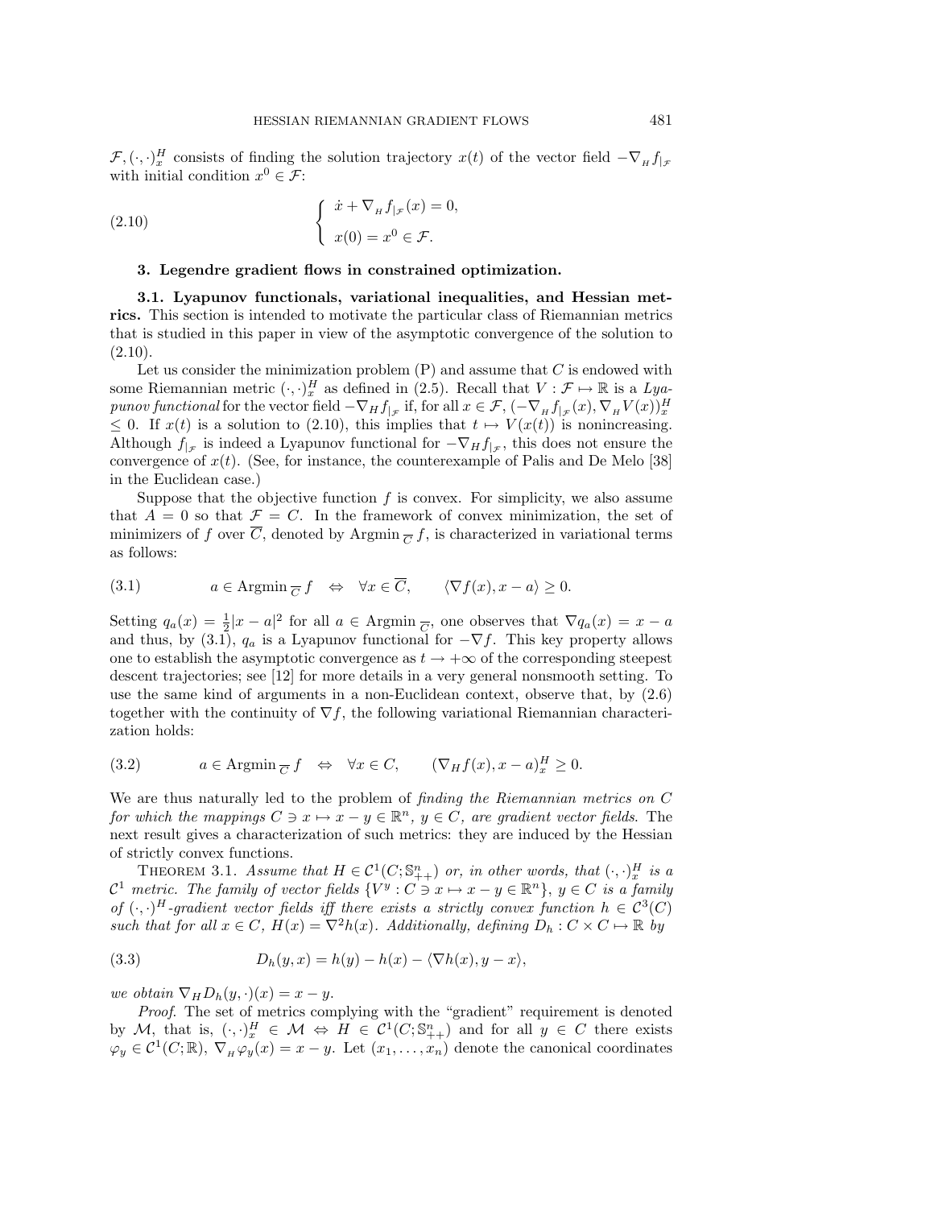$\mathcal{F}, (\cdot,\cdot)^H_x$ consists of finding the solution trajectory $x(t)$ of the vector field $-\nabla_H f_{|\mathcal{F}}$ with initial condition $x^0 \in \mathcal{F}$:

$$
\begin{cases} \dot{x} + \nabla_H f_{|\mathcal{F}}(x) = 0, \\ x(0) = x^0 \in \mathcal{F}. \end{cases} \tag{2.10}
$$

## 3. Legendre gradient flows in constrained optimization.

**3.1. Lyapunov functionals, variational inequalities, and Hessian metrics.** This section is intended to motivate the particular class of Riemannian metrics that is studied in this paper in view of the asymptotic convergence of the solution to (2.10).

Let us consider the minimization problem (P) and assume that $C$ is endowed with some Riemannian metric $(\cdot,\cdot)^H_x$ as defined in (2.5). Recall that $V : \mathcal{F} \mapsto \mathbb{R}$ is a *Lyapunov functional* for the vector field $-\nabla_H f_{|\mathcal{F}}$ if, for all $x \in \mathcal{F}$, $(-\nabla_H f_{|\mathcal{F}}(x), \nabla_H V(x))^H_x \leq 0$. If $x(t)$ is a solution to (2.10), this implies that $t \mapsto V(x(t))$ is nonincreasing. Although $f_{|\mathcal{F}}$ is indeed a Lyapunov functional for $-\nabla_H f_{|\mathcal{F}}$, this does not ensure the convergence of $x(t)$. (See, for instance, the counterexample of Palis and De Melo [38] in the Euclidean case.)

Suppose that the objective function $f$ is convex. For simplicity, we also assume that $A = 0$ so that $\mathcal{F} = C$. In the framework of convex minimization, the set of minimizers of $f$ over $\overline{C}$, denoted by $\operatorname{Argmin}_{\overline{C}} f$, is characterized in variational terms as follows:

$$
a \in \operatorname{Argmin}_{\overline{C}} f \quad \Leftrightarrow \quad \forall x \in \overline{C}, \qquad \langle \nabla f(x), x - a \rangle \geq 0. \tag{3.1}
$$

Setting $q_a(x) = \frac{1}{2}|x-a|^2$ for all $a \in \operatorname{Argmin}_{\overline{C}}$, one observes that $\nabla q_a(x) = x - a$ and thus, by (3.1), $q_a$ is a Lyapunov functional for $-\nabla f$. This key property allows one to establish the asymptotic convergence as $t \to +\infty$ of the corresponding steepest descent trajectories; see [12] for more details in a very general nonsmooth setting. To use the same kind of arguments in a non-Euclidean context, observe that, by (2.6) together with the continuity of $\nabla f$, the following variational Riemannian characterization holds:

$$
a \in \operatorname{Argmin}_{\overline{C}} f \quad \Leftrightarrow \quad \forall x \in C, \qquad (\nabla_H f(x), x - a)^H_x \geq 0. \tag{3.2}
$$

We are thus naturally led to the problem of *finding the Riemannian metrics on $C$ for which the mappings $C \ni x \mapsto x - y \in \mathbb{R}^n$, $y \in C$, are gradient vector fields.* The next result gives a characterization of such metrics: they are induced by the Hessian of strictly convex functions.

THEOREM 3.1. *Assume that $H \in \mathcal{C}^1(C; \mathbb{S}^n_{++})$ or, in other words, that $(\cdot,\cdot)^H_x$ is a $\mathcal{C}^1$ metric. The family of vector fields $\{V^y : C \ni x \mapsto x - y \in \mathbb{R}^n\}$, $y \in C$ is a family of $(\cdot,\cdot)^H$-gradient vector fields iff there exists a strictly convex function $h \in \mathcal{C}^3(C)$ such that for all $x \in C$, $H(x) = \nabla^2 h(x)$. Additionally, defining $D_h : C \times C \mapsto \mathbb{R}$ by*

$$
D_h(y, x) = h(y) - h(x) - \langle \nabla h(x), y - x \rangle, \tag{3.3}
$$

*we obtain $\nabla_H D_h(y, \cdot)(x) = x - y$.*

*Proof.* The set of metrics complying with the "gradient" requirement is denoted by $\mathcal{M}$, that is, $(\cdot,\cdot)^H_x \in \mathcal{M} \Leftrightarrow H \in \mathcal{C}^1(C; \mathbb{S}^n_{++})$ and for all $y \in C$ there exists $\varphi_y \in \mathcal{C}^1(C; \mathbb{R})$, $\nabla_H \varphi_y(x) = x - y$. Let $(x_1, \ldots, x_n)$ denote the canonical coordinates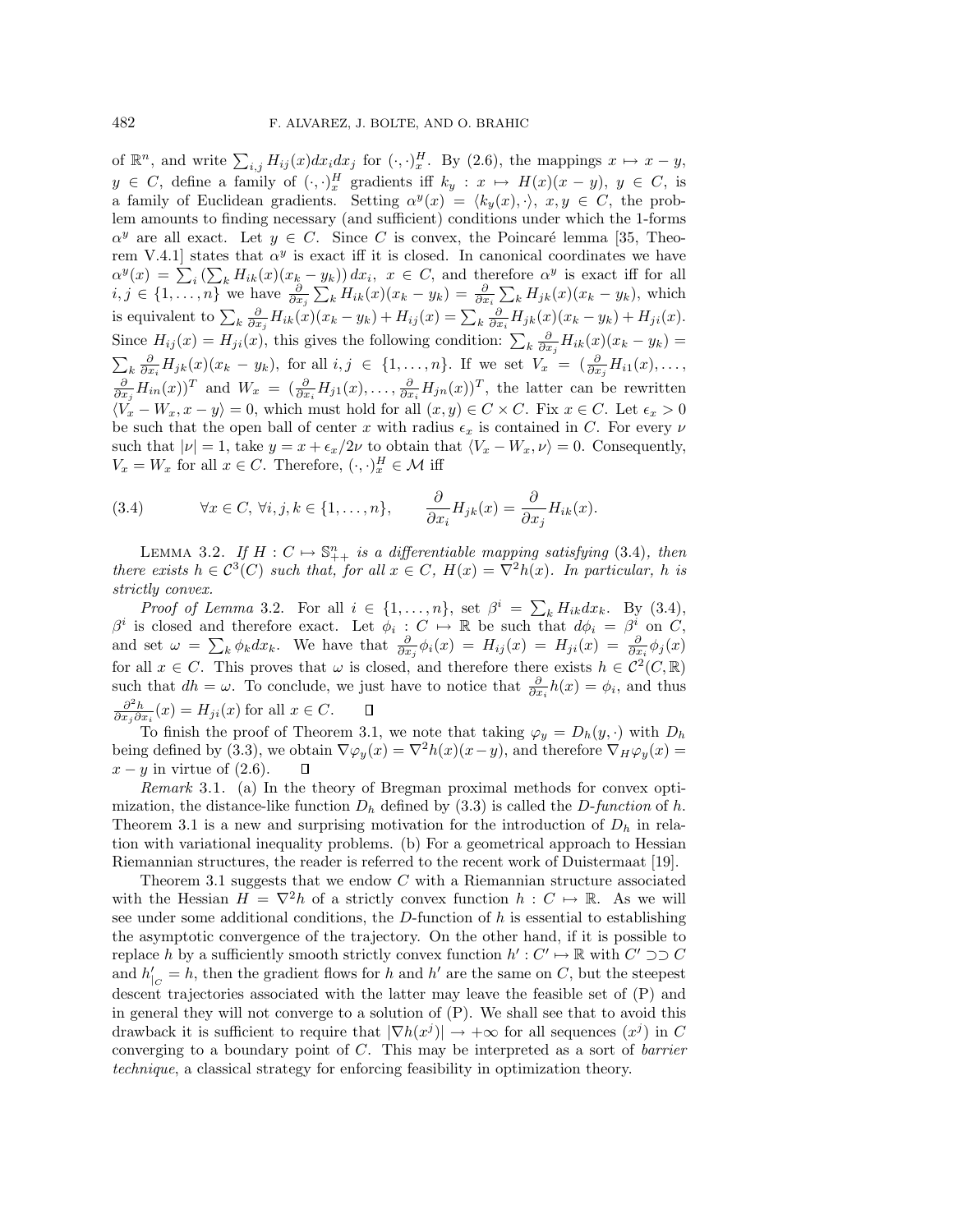of $\mathbb{R}^n$, and write $\sum_{i,j} H_{ij}(x)dx_i dx_j$ for $(\cdot,\cdot)^H_x$. By (2.6), the mappings $x \mapsto x - y$, $y \in C$, define a family of $(\cdot,\cdot)^H_x$ gradients iff $k_y : x \mapsto H(x)(x-y)$, $y \in C$, is a family of Euclidean gradients. Setting $\alpha^y(x) = \langle k_y(x), \cdot \rangle$, $x, y \in C$, the problem amounts to finding necessary (and sufficient) conditions under which the 1-forms $\alpha^y$ are all exact. Let $y \in C$. Since $C$ is convex, the Poincaré lemma [35, Theorem V.4.1] states that $\alpha^y$ is exact iff it is closed. In canonical coordinates we have $\alpha^y(x) = \sum_i \left(\sum_k H_{ik}(x)(x_k - y_k)\right) dx_i$, $x \in C$, and therefore $\alpha^y$ is exact iff for all $i, j \in \{1, \ldots, n\}$ we have $\frac{\partial}{\partial x_j} \sum_k H_{ik}(x)(x_k - y_k) = \frac{\partial}{\partial x_i} \sum_k H_{jk}(x)(x_k - y_k)$, which is equivalent to $\sum_k \frac{\partial}{\partial x_j} H_{ik}(x)(x_k - y_k) + H_{ij}(x) = \sum_k \frac{\partial}{\partial x_i} H_{jk}(x)(x_k - y_k) + H_{ji}(x)$. Since $H_{ij}(x) = H_{ji}(x)$, this gives the following condition: $\sum_k \frac{\partial}{\partial x_j} H_{ik}(x)(x_k - y_k) = \sum_k \frac{\partial}{\partial x_i} H_{jk}(x)(x_k - y_k)$, for all $i, j \in \{1, \ldots, n\}$. If we set $V_x = (\frac{\partial}{\partial x_j} H_{i1}(x), \ldots, \frac{\partial}{\partial x_j} H_{in}(x))^T$ and $W_x = (\frac{\partial}{\partial x_i} H_{j1}(x), \ldots, \frac{\partial}{\partial x_i} H_{jn}(x))^T$, the latter can be rewritten $\langle V_x - W_x, x - y \rangle = 0$, which must hold for all $(x, y) \in C \times C$. Fix $x \in C$. Let $\epsilon_x > 0$ be such that the open ball of center $x$ with radius $\epsilon_x$ is contained in $C$. For every $\nu$ such that $|\nu| = 1$, take $y = x + \epsilon_x/2\nu$ to obtain that $\langle V_x - W_x, \nu \rangle = 0$. Consequently, $V_x = W_x$ for all $x \in C$. Therefore, $(\cdot,\cdot)^H_x \in \mathcal{M}$ iff

$$\forall x \in C, \ \forall i, j, k \in \{1, \ldots, n\}, \qquad \frac{\partial}{\partial x_i} H_{jk}(x) = \frac{\partial}{\partial x_j} H_{ik}(x). \tag{3.4}$$

Lemma 3.2. *If $H : C \mapsto \mathbb{S}^n_{++}$ is a differentiable mapping satisfying* (3.4)*, then there exists $h \in \mathcal{C}^3(C)$ such that, for all $x \in C$, $H(x) = \nabla^2 h(x)$. In particular, $h$ is strictly convex.*

*Proof of Lemma* 3.2. For all $i \in \{1, \ldots, n\}$, set $\beta^i = \sum_k H_{ik} dx_k$. By (3.4), $\beta^i$ is closed and therefore exact. Let $\phi_i : C \mapsto \mathbb{R}$ be such that $d\phi_i = \beta^i$ on $C$, and set $\omega = \sum_k \phi_k dx_k$. We have that $\frac{\partial}{\partial x_j} \phi_i(x) = H_{ij}(x) = H_{ji}(x) = \frac{\partial}{\partial x_i} \phi_j(x)$ for all $x \in C$. This proves that $\omega$ is closed, and therefore there exists $h \in \mathcal{C}^2(C, \mathbb{R})$ such that $dh = \omega$. To conclude, we just have to notice that $\frac{\partial}{\partial x_i} h(x) = \phi_i$, and thus $\frac{\partial^2 h}{\partial x_j \partial x_i}(x) = H_{ji}(x)$ for all $x \in C$. $\square$

To finish the proof of Theorem 3.1, we note that taking $\varphi_y = D_h(y, \cdot)$ with $D_h$ being defined by (3.3), we obtain $\nabla \varphi_y(x) = \nabla^2 h(x)(x - y)$, and therefore $\nabla_H \varphi_y(x) = x - y$ in virtue of (2.6). $\square$

*Remark* 3.1. (a) In the theory of Bregman proximal methods for convex optimization, the distance-like function $D_h$ defined by (3.3) is called the *D-function* of $h$. Theorem 3.1 is a new and surprising motivation for the introduction of $D_h$ in relation with variational inequality problems. (b) For a geometrical approach to Hessian Riemannian structures, the reader is referred to the recent work of Duistermaat [19].

Theorem 3.1 suggests that we endow $C$ with a Riemannian structure associated with the Hessian $H = \nabla^2 h$ of a strictly convex function $h : C \mapsto \mathbb{R}$. As we will see under some additional conditions, the $D$-function of $h$ is essential to establishing the asymptotic convergence of the trajectory. On the other hand, if it is possible to replace $h$ by a sufficiently smooth strictly convex function $h' : C' \mapsto \mathbb{R}$ with $C' \supset\supset C$ and $h'_{|_C} = h$, then the gradient flows for $h$ and $h'$ are the same on $C$, but the steepest descent trajectories associated with the latter may leave the feasible set of (P) and in general they will not converge to a solution of (P). We shall see that to avoid this drawback it is sufficient to require that $|\nabla h(x^j)| \to +\infty$ for all sequences $(x^j)$ in $C$ converging to a boundary point of $C$. This may be interpreted as a sort of *barrier technique*, a classical strategy for enforcing feasibility in optimization theory.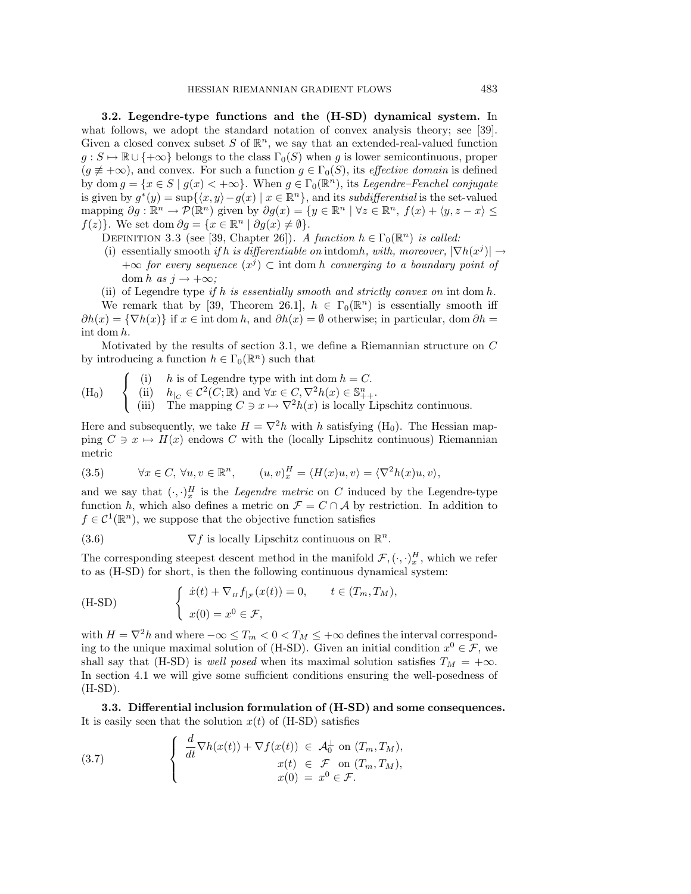**3.2. Legendre-type functions and the (H-SD) dynamical system.** In what follows, we adopt the standard notation of convex analysis theory; see [39]. Given a closed convex subset $S$ of $\mathbb{R}^n$, we say that an extended-real-valued function $g : S \mapsto \mathbb{R} \cup \{+\infty\}$ belongs to the class $\Gamma_0(S)$ when $g$ is lower semicontinuous, proper ($g \not\equiv +\infty$), and convex. For such a function $g \in \Gamma_0(S)$, its *effective domain* is defined by $\operatorname{dom} g = \{x \in S \mid g(x) < +\infty\}$. When $g \in \Gamma_0(\mathbb{R}^n)$, its *Legendre–Fenchel conjugate* is given by $g^*(y) = \sup\{\langle x, y\rangle - g(x) \mid x \in \mathbb{R}^n\}$, and its *subdifferential* is the set-valued mapping $\partial g : \mathbb{R}^n \to \mathcal{P}(\mathbb{R}^n)$ given by $\partial g(x) = \{y \in \mathbb{R}^n \mid \forall z \in \mathbb{R}^n,\ f(x) + \langle y, z - x\rangle \leq f(z)\}$. We set $\operatorname{dom} \partial g = \{x \in \mathbb{R}^n \mid \partial g(x) \neq \emptyset\}$.

DEFINITION 3.3 (see [39, Chapter 26]). *A function $h \in \Gamma_0(\mathbb{R}^n)$ is called:*

(i) essentially smooth *if $h$ is differentiable on* $\operatorname{int}\operatorname{dom} h$*, with, moreover, $|\nabla h(x^j)| \to +\infty$ for every sequence $(x^j) \subset \operatorname{int}\operatorname{dom} h$ converging to a boundary point of $\operatorname{dom} h$ as $j \to +\infty$;*

(ii) of Legendre type *if $h$ is essentially smooth and strictly convex on* $\operatorname{int}\operatorname{dom} h$.

We remark that by [39, Theorem 26.1], $h \in \Gamma_0(\mathbb{R}^n)$ is essentially smooth iff $\partial h(x) = \{\nabla h(x)\}$ if $x \in \operatorname{int}\operatorname{dom} h$, and $\partial h(x) = \emptyset$ otherwise; in particular, $\operatorname{dom} \partial h = \operatorname{int}\operatorname{dom} h$.

Motivated by the results of section 3.1, we define a Riemannian structure on $C$ by introducing a function $h \in \Gamma_0(\mathbb{R}^n)$ such that

$$
(\mathrm{H}_0) \quad \begin{cases} \text{(i)} & h \text{ is of Legendre type with } \operatorname{int}\operatorname{dom} h = C. \\ \text{(ii)} & h_{|_C} \in \mathcal{C}^2(C;\mathbb{R}) \text{ and } \forall x \in C, \nabla^2 h(x) \in \mathbb{S}^n_{++}. \\ \text{(iii)} & \text{The mapping } C \ni x \mapsto \nabla^2 h(x) \text{ is locally Lipschitz continuous.} \end{cases}
$$

Here and subsequently, we take $H = \nabla^2 h$ with $h$ satisfying $(\mathrm{H}_0)$. The Hessian mapping $C \ni x \mapsto H(x)$ endows $C$ with the (locally Lipschitz continuous) Riemannian metric

$$
(3.5) \qquad \forall x \in C,\ \forall u, v \in \mathbb{R}^n, \qquad (u, v)^H_x = \langle H(x)u, v\rangle = \langle \nabla^2 h(x)u, v\rangle,
$$

and we say that $(\cdot,\cdot)^H_x$ is the *Legendre metric* on $C$ induced by the Legendre-type function $h$, which also defines a metric on $\mathcal{F} = C \cap \mathcal{A}$ by restriction. In addition to $f \in \mathcal{C}^1(\mathbb{R}^n)$, we suppose that the objective function satisfies

$$
(3.6) \qquad \nabla f \text{ is locally Lipschitz continuous on } \mathbb{R}^n.
$$

The corresponding steepest descent method in the manifold $\mathcal{F}, (\cdot,\cdot)^H_x$, which we refer to as (H-SD) for short, is then the following continuous dynamical system:

$$
(\text{H-SD}) \qquad \begin{cases} \dot{x}(t) + \nabla_H f_{|_\mathcal{F}}(x(t)) = 0, & t \in (T_m, T_M), \\ x(0) = x^0 \in \mathcal{F}, \end{cases}
$$

with $H = \nabla^2 h$ and where $-\infty \leq T_m < 0 < T_M \leq +\infty$ defines the interval corresponding to the unique maximal solution of (H-SD). Given an initial condition $x^0 \in \mathcal{F}$, we shall say that (H-SD) is *well posed* when its maximal solution satisfies $T_M = +\infty$. In section 4.1 we will give some sufficient conditions ensuring the well-posedness of (H-SD).

**3.3. Differential inclusion formulation of (H-SD) and some consequences.** It is easily seen that the solution $x(t)$ of (H-SD) satisfies

$$
(3.7) \qquad \begin{cases} \dfrac{d}{dt}\nabla h(x(t)) + \nabla f(x(t)) \in \mathcal{A}_0^\perp \text{ on } (T_m, T_M), \\ x(t) \in \mathcal{F} \text{ on } (T_m, T_M), \\ x(0) = x^0 \in \mathcal{F}. \end{cases}
$$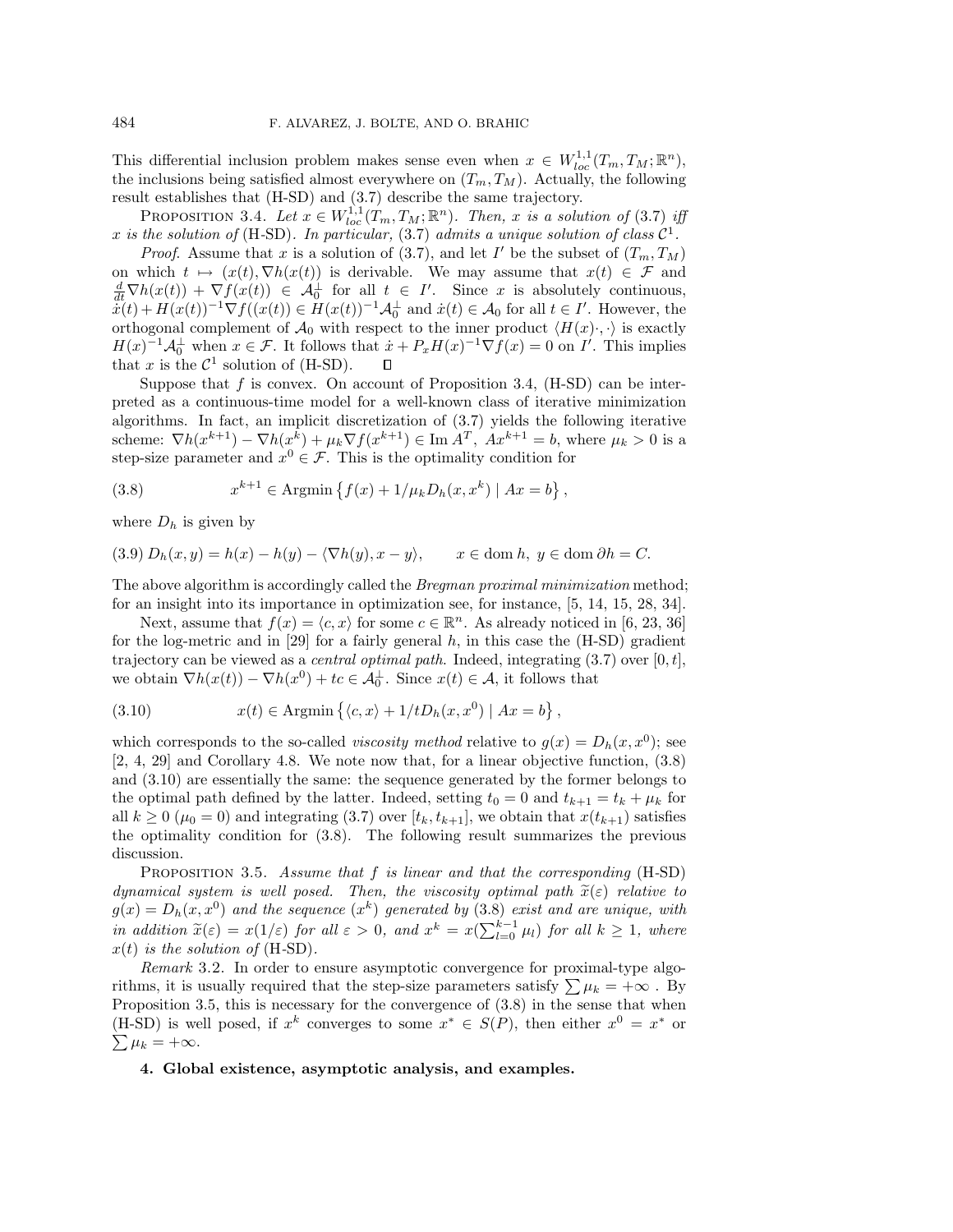This differential inclusion problem makes sense even when $x \in W^{1,1}_{loc}(T_m, T_M; \mathbb{R}^n)$, the inclusions being satisfied almost everywhere on $(T_m, T_M)$. Actually, the following result establishes that (H-SD) and (3.7) describe the same trajectory.

PROPOSITION 3.4. *Let $x \in W^{1,1}_{loc}(T_m, T_M; \mathbb{R}^n)$. Then, $x$ is a solution of* (3.7) *iff $x$ is the solution of* (H-SD). *In particular,* (3.7) *admits a unique solution of class $\mathcal{C}^1$.*

*Proof*. Assume that $x$ is a solution of (3.7), and let $I'$ be the subset of $(T_m, T_M)$ on which $t \mapsto (x(t), \nabla h(x(t))$ is derivable. We may assume that $x(t) \in \mathcal{F}$ and $\frac{d}{dt}\nabla h(x(t)) + \nabla f(x(t)) \in \mathcal{A}_0^\perp$ for all $t \in I'$. Since $x$ is absolutely continuous, $\dot{x}(t) + H(x(t))^{-1}\nabla f((x(t)) \in H(x(t))^{-1}\mathcal{A}_0^\perp$ and $\dot{x}(t) \in \mathcal{A}_0$ for all $t \in I'$. However, the orthogonal complement of $\mathcal{A}_0$ with respect to the inner product $\langle H(x)\cdot, \cdot\rangle$ is exactly $H(x)^{-1}\mathcal{A}_0^\perp$ when $x \in \mathcal{F}$. It follows that $\dot{x} + P_x H(x)^{-1}\nabla f(x) = 0$ on $I'$. This implies that $x$ is the $\mathcal{C}^1$ solution of (H-SD). $\square$

Suppose that $f$ is convex. On account of Proposition 3.4, (H-SD) can be interpreted as a continuous-time model for a well-known class of iterative minimization algorithms. In fact, an implicit discretization of (3.7) yields the following iterative scheme: $\nabla h(x^{k+1}) - \nabla h(x^k) + \mu_k \nabla f(x^{k+1}) \in \operatorname{Im} A^T$, $Ax^{k+1} = b$, where $\mu_k > 0$ is a step-size parameter and $x^0 \in \mathcal{F}$. This is the optimality condition for

$$x^{k+1} \in \operatorname{Argmin}\left\{ f(x) + 1/\mu_k D_h(x, x^k) \mid Ax = b \right\}, \tag{3.8}$$

where $D_h$ is given by

$$D_h(x, y) = h(x) - h(y) - \langle \nabla h(y), x - y\rangle, \qquad x \in \operatorname{dom} h,\ y \in \operatorname{dom} \partial h = C. \tag{3.9}$$

The above algorithm is accordingly called the *Bregman proximal minimization* method; for an insight into its importance in optimization see, for instance, [5, 14, 15, 28, 34].

Next, assume that $f(x) = \langle c, x\rangle$ for some $c \in \mathbb{R}^n$. As already noticed in [6, 23, 36] for the log-metric and in [29] for a fairly general $h$, in this case the (H-SD) gradient trajectory can be viewed as a *central optimal path*. Indeed, integrating (3.7) over $[0, t]$, we obtain $\nabla h(x(t)) - \nabla h(x^0) + tc \in \mathcal{A}_0^\perp$. Since $x(t) \in \mathcal{A}$, it follows that

$$x(t) \in \operatorname{Argmin}\left\{ \langle c, x\rangle + 1/t D_h(x, x^0) \mid Ax = b \right\}, \tag{3.10}$$

which corresponds to the so-called *viscosity method* relative to $g(x) = D_h(x, x^0)$; see [2, 4, 29] and Corollary 4.8. We note now that, for a linear objective function, (3.8) and (3.10) are essentially the same: the sequence generated by the former belongs to the optimal path defined by the latter. Indeed, setting $t_0 = 0$ and $t_{k+1} = t_k + \mu_k$ for all $k \geq 0$ ($\mu_0 = 0$) and integrating (3.7) over $[t_k, t_{k+1}]$, we obtain that $x(t_{k+1})$ satisfies the optimality condition for (3.8). The following result summarizes the previous discussion.

PROPOSITION 3.5. *Assume that $f$ is linear and that the corresponding* (H-SD) *dynamical system is well posed. Then, the viscosity optimal path $\widetilde{x}(\varepsilon)$ relative to $g(x) = D_h(x, x^0)$ and the sequence $(x^k)$ generated by* (3.8) *exist and are unique, with in addition $\widetilde{x}(\varepsilon) = x(1/\varepsilon)$ for all $\varepsilon > 0$, and $x^k = x(\sum_{l=0}^{k-1} \mu_l)$ for all $k \geq 1$, where $x(t)$ is the solution of* (H-SD).

*Remark* 3.2. In order to ensure asymptotic convergence for proximal-type algorithms, it is usually required that the step-size parameters satisfy $\sum \mu_k = +\infty$ . By Proposition 3.5, this is necessary for the convergence of (3.8) in the sense that when (H-SD) is well posed, if $x^k$ converges to some $x^* \in S(P)$, then either $x^0 = x^*$ or $\sum \mu_k = +\infty$.

**4. Global existence, asymptotic analysis, and examples.**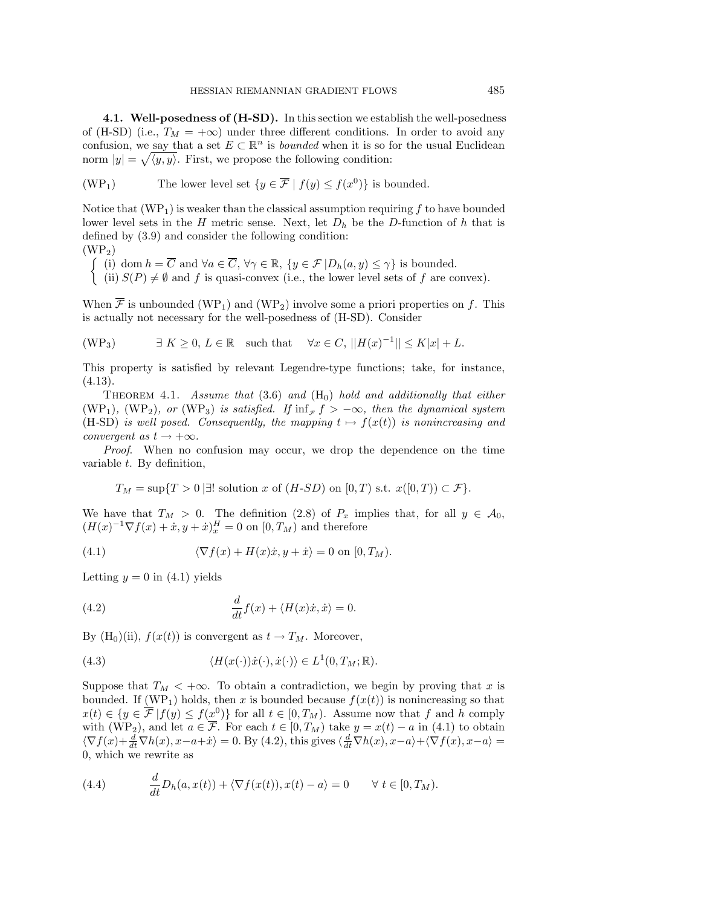### 4.1. Well-posedness of (H-SD).

In this section we establish the well-posedness of (H-SD) (i.e., $T_M = +\infty$) under three different conditions. In order to avoid any confusion, we say that a set $E \subset \mathbb{R}^n$ is *bounded* when it is so for the usual Euclidean norm $|y| = \sqrt{\langle y, y \rangle}$. First, we propose the following condition:

$$\text{(WP}_1\text{)} \qquad \text{The lower level set } \{y \in \overline{\mathcal{F}} \mid f(y) \leq f(x^0)\} \text{ is bounded.}$$

Notice that (WP$_1$) is weaker than the classical assumption requiring $f$ to have bounded lower level sets in the $H$ metric sense. Next, let $D_h$ be the $D$-function of $h$ that is defined by (3.9) and consider the following condition:

(WP$_2$)

$$\begin{cases} \text{(i) } \operatorname{dom} h = \overline{C} \text{ and } \forall a \in \overline{C},\ \forall \gamma \in \mathbb{R},\ \{y \in \mathcal{F} \mid D_h(a, y) \leq \gamma\} \text{ is bounded.} \\ \text{(ii) } S(P) \neq \emptyset \text{ and } f \text{ is quasi-convex (i.e., the lower level sets of } f \text{ are convex).} \end{cases}$$

When $\overline{\mathcal{F}}$ is unbounded (WP$_1$) and (WP$_2$) involve some a priori properties on $f$. This is actually not necessary for the well-posedness of (H-SD). Consider

$$\text{(WP}_3\text{)} \qquad \exists\ K \geq 0,\ L \in \mathbb{R} \quad \text{such that} \quad \forall x \in C,\ ||H(x)^{-1}|| \leq K|x| + L.$$

This property is satisfied by relevant Legendre-type functions; take, for instance, (4.13).

THEOREM 4.1. *Assume that* (3.6) *and* (H$_0$) *hold and additionally that either* (WP$_1$), (WP$_2$), *or* (WP$_3$) *is satisfied. If* $\inf_{\mathcal{F}} f > -\infty$, *then the dynamical system* (H-SD) *is well posed. Consequently, the mapping* $t \mapsto f(x(t))$ *is nonincreasing and convergent as* $t \to +\infty$.

*Proof*. When no confusion may occur, we drop the dependence on the time variable $t$. By definition,

$$T_M = \sup\{T > 0 \mid \exists! \text{ solution } x \text{ of } (H\text{-}SD) \text{ on } [0, T) \text{ s.t. } x([0, T)) \subset \mathcal{F}\}.$$

We have that $T_M > 0$. The definition (2.8) of $P_x$ implies that, for all $y \in \mathcal{A}_0$, $(H(x)^{-1}\nabla f(x) + \dot{x}, y + \dot{x})^H_x = 0$ on $[0, T_M)$ and therefore

$$\langle \nabla f(x) + H(x)\dot{x}, y + \dot{x} \rangle = 0 \text{ on } [0, T_M). \tag{4.1}$$

Letting $y = 0$ in (4.1) yields

$$\frac{d}{dt} f(x) + \langle H(x)\dot{x}, \dot{x} \rangle = 0. \tag{4.2}$$

By (H$_0$)(ii), $f(x(t))$ is convergent as $t \to T_M$. Moreover,

$$\langle H(x(\cdot))\dot{x}(\cdot), \dot{x}(\cdot) \rangle \in L^1(0, T_M; \mathbb{R}). \tag{4.3}$$

Suppose that $T_M < +\infty$. To obtain a contradiction, we begin by proving that $x$ is bounded. If (WP$_1$) holds, then $x$ is bounded because $f(x(t))$ is nonincreasing so that $x(t) \in \{y \in \overline{\mathcal{F}} \mid f(y) \leq f(x^0)\}$ for all $t \in [0, T_M)$. Assume now that $f$ and $h$ comply with (WP$_2$), and let $a \in \overline{\mathcal{F}}$. For each $t \in [0, T_M)$ take $y = x(t) - a$ in (4.1) to obtain $\langle \nabla f(x) + \frac{d}{dt}\nabla h(x), x - a + \dot{x} \rangle = 0$. By (4.2), this gives $\langle \frac{d}{dt}\nabla h(x), x - a \rangle + \langle \nabla f(x), x - a \rangle = 0$, which we rewrite as

$$\frac{d}{dt} D_h(a, x(t)) + \langle \nabla f(x(t)), x(t) - a \rangle = 0 \qquad \forall\ t \in [0, T_M). \tag{4.4}$$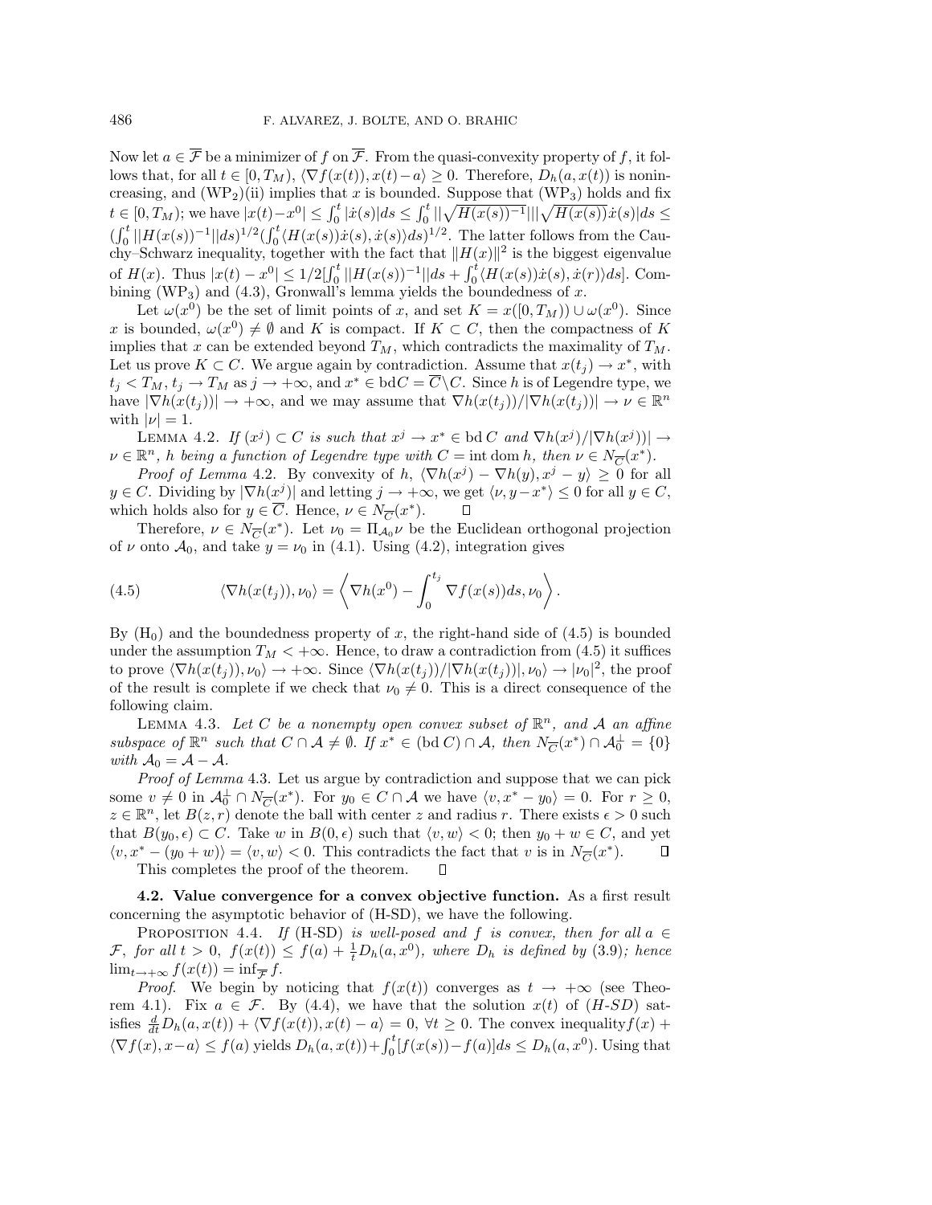Now let $a \in \overline{\mathcal{F}}$ be a minimizer of $f$ on $\overline{\mathcal{F}}$. From the quasi-convexity property of $f$, it follows that, for all $t \in [0, T_M)$, $\langle \nabla f(x(t)), x(t) - a\rangle \geq 0$. Therefore, $D_h(a, x(t))$ is nonincreasing, and (WP$_2$)(ii) implies that $x$ is bounded. Suppose that (WP$_3$) holds and fix $t \in [0, T_M)$; we have $|x(t)-x^0| \leq \int_0^t |\dot{x}(s)|ds \leq \int_0^t ||\sqrt{H(x(s))^{-1}}|||\sqrt{H(x(s))}\dot{x}(s)|ds \leq (\int_0^t ||H(x(s))^{-1}||ds)^{1/2}(\int_0^t \langle H(x(s))\dot{x}(s), \dot{x}(s)\rangle ds)^{1/2}$. The latter follows from the Cauchy–Schwarz inequality, together with the fact that $\|H(x)\|^2$ is the biggest eigenvalue of $H(x)$. Thus $|x(t) - x^0| \leq 1/2[\int_0^t ||H(x(s))^{-1}||ds + \int_0^t \langle H(x(s))\dot{x}(s), \dot{x}(r)\rangle ds]$. Combining (WP$_3$) and (4.3), Gronwall's lemma yields the boundedness of $x$.

Let $\omega(x^0)$ be the set of limit points of $x$, and set $K = x([0, T_M)) \cup \omega(x^0)$. Since $x$ is bounded, $\omega(x^0) \neq \emptyset$ and $K$ is compact. If $K \subset C$, then the compactness of $K$ implies that $x$ can be extended beyond $T_M$, which contradicts the maximality of $T_M$. Let us prove $K \subset C$. We argue again by contradiction. Assume that $x(t_j) \to x^*$, with $t_j < T_M$, $t_j \to T_M$ as $j \to +\infty$, and $x^* \in \text{bd}C = \overline{C}\backslash C$. Since $h$ is of Legendre type, we have $|\nabla h(x(t_j))| \to +\infty$, and we may assume that $\nabla h(x(t_j))/|\nabla h(x(t_j))| \to \nu \in \mathbb{R}^n$ with $|\nu| = 1$.

Lemma 4.2. *If $(x^j) \subset C$ is such that $x^j \to x^* \in \text{bd}\, C$ and $\nabla h(x^j)/|\nabla h(x^j))| \to \nu \in \mathbb{R}^n$, $h$ being a function of Legendre type with $C = \text{int}\,\text{dom}\, h$, then $\nu \in N_{\overline{C}}(x^*)$.*

*Proof of Lemma* 4.2. By convexity of $h$, $\langle \nabla h(x^j) - \nabla h(y), x^j - y\rangle \geq 0$ for all $y \in C$. Dividing by $|\nabla h(x^j)|$ and letting $j \to +\infty$, we get $\langle \nu, y - x^*\rangle \leq 0$ for all $y \in C$, which holds also for $y \in \overline{C}$. Hence, $\nu \in N_{\overline{C}}(x^*)$. ∎

Therefore, $\nu \in N_{\overline{C}}(x^*)$. Let $\nu_0 = \Pi_{\mathcal{A}_0}\nu$ be the Euclidean orthogonal projection of $\nu$ onto $\mathcal{A}_0$, and take $y = \nu_0$ in (4.1). Using (4.2), integration gives

$$\langle \nabla h(x(t_j)), \nu_0\rangle = \left\langle \nabla h(x^0) - \int_0^{t_j} \nabla f(x(s))ds, \nu_0 \right\rangle. \tag{4.5}$$

By (H$_0$) and the boundedness property of $x$, the right-hand side of (4.5) is bounded under the assumption $T_M < +\infty$. Hence, to draw a contradiction from (4.5) it suffices to prove $\langle \nabla h(x(t_j)), \nu_0\rangle \to +\infty$. Since $\langle \nabla h(x(t_j))/|\nabla h(x(t_j))|, \nu_0\rangle \to |\nu_0|^2$, the proof of the result is complete if we check that $\nu_0 \neq 0$. This is a direct consequence of the following claim.

Lemma 4.3. *Let $C$ be a nonempty open convex subset of $\mathbb{R}^n$, and $\mathcal{A}$ an affine subspace of $\mathbb{R}^n$ such that $C \cap \mathcal{A} \neq \emptyset$. If $x^* \in (\text{bd}\, C) \cap \mathcal{A}$, then $N_{\overline{C}}(x^*) \cap \mathcal{A}_0^\perp = \{0\}$ with $\mathcal{A}_0 = \mathcal{A} - \mathcal{A}$.*

*Proof of Lemma* 4.3. Let us argue by contradiction and suppose that we can pick some $v \neq 0$ in $\mathcal{A}_0^\perp \cap N_{\overline{C}}(x^*)$. For $y_0 \in C \cap \mathcal{A}$ we have $\langle v, x^* - y_0\rangle = 0$. For $r \geq 0$, $z \in \mathbb{R}^n$, let $B(z, r)$ denote the ball with center $z$ and radius $r$. There exists $\epsilon > 0$ such that $B(y_0, \epsilon) \subset C$. Take $w$ in $B(0, \epsilon)$ such that $\langle v, w\rangle < 0$; then $y_0 + w \in C$, and yet $\langle v, x^* - (y_0 + w)\rangle = \langle v, w\rangle < 0$. This contradicts the fact that $v$ is in $N_{\overline{C}}(x^*)$. ∎

This completes the proof of the theorem. ∎

**4.2. Value convergence for a convex objective function.** As a first result concerning the asymptotic behavior of (H-SD), we have the following.

Proposition 4.4. *If (H-SD) is well-posed and $f$ is convex, then for all $a \in \mathcal{F}$, for all $t > 0$, $f(x(t)) \leq f(a) + \frac{1}{t}D_h(a, x^0)$, where $D_h$ is defined by (3.9); hence $\lim_{t\to+\infty} f(x(t)) = \inf_{\overline{\mathcal{F}}} f$.*

*Proof.* We begin by noticing that $f(x(t))$ converges as $t \to +\infty$ (see Theorem 4.1). Fix $a \in \mathcal{F}$. By (4.4), we have that the solution $x(t)$ of (*H-SD*) satisfies $\frac{d}{dt}D_h(a, x(t)) + \langle \nabla f(x(t)), x(t) - a\rangle = 0$, $\forall t \geq 0$. The convex inequality $f(x) + \langle \nabla f(x), x - a\rangle \leq f(a)$ yields $D_h(a, x(t)) + \int_0^t [f(x(s)) - f(a)]ds \leq D_h(a, x^0)$. Using that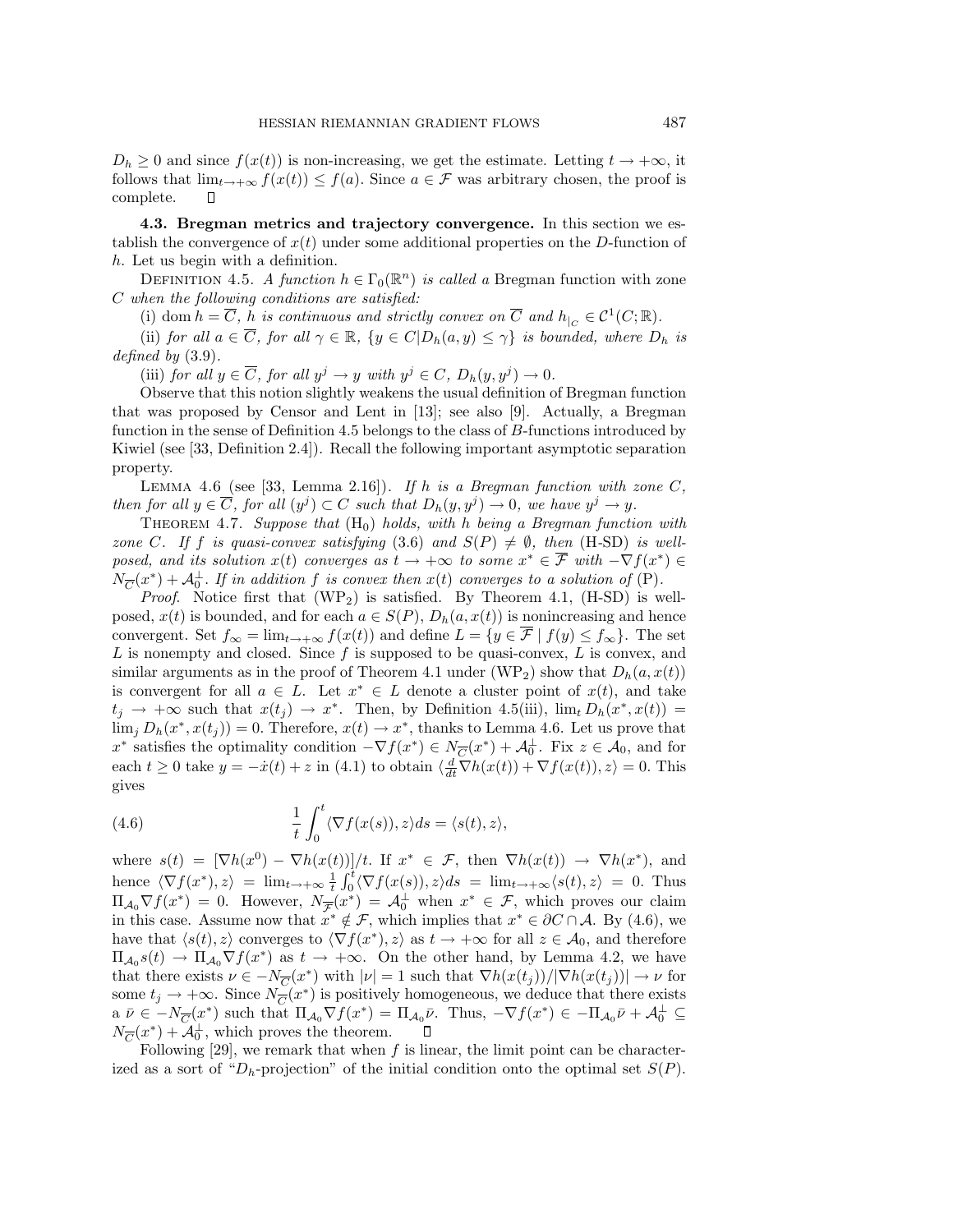$D_h \geq 0$ and since $f(x(t))$ is non-increasing, we get the estimate. Letting $t \to +\infty$, it follows that $\lim_{t\to+\infty} f(x(t)) \leq f(a)$. Since $a \in \mathcal{F}$ was arbitrary chosen, the proof is complete. $\square$

**4.3. Bregman metrics and trajectory convergence.** In this section we establish the convergence of $x(t)$ under some additional properties on the $D$-function of $h$. Let us begin with a definition.

Definition 4.5. *A function $h \in \Gamma_0(\mathbb{R}^n)$ is called a* Bregman function with zone $C$ *when the following conditions are satisfied:*

(i) $\operatorname{dom} h = \overline{C}$*, $h$ is continuous and strictly convex on $\overline{C}$ and $h_{|C} \in \mathcal{C}^1(C;\mathbb{R})$.*

(ii) *for all $a \in \overline{C}$, for all $\gamma \in \mathbb{R}$, $\{y \in C | D_h(a,y) \leq \gamma\}$ is bounded, where $D_h$ is defined by* (3.9).

(iii) *for all $y \in \overline{C}$, for all $y^j \to y$ with $y^j \in C$, $D_h(y, y^j) \to 0$.*

Observe that this notion slightly weakens the usual definition of Bregman function that was proposed by Censor and Lent in [13]; see also [9]. Actually, a Bregman function in the sense of Definition 4.5 belongs to the class of $B$-functions introduced by Kiwiel (see [33, Definition 2.4]). Recall the following important asymptotic separation property.

Lemma 4.6 (see [33, Lemma 2.16]). *If $h$ is a Bregman function with zone $C$, then for all $y \in \overline{C}$, for all $(y^j) \subset C$ such that $D_h(y, y^j) \to 0$, we have $y^j \to y$.*

Theorem 4.7. *Suppose that* $(\mathrm{H}_0)$ *holds, with $h$ being a Bregman function with zone $C$. If $f$ is quasi-convex satisfying* (3.6) *and $S(P) \neq \emptyset$, then* (H-SD) *is well-posed, and its solution $x(t)$ converges as $t \to +\infty$ to some $x^* \in \overline{\mathcal{F}}$ with $-\nabla f(x^*) \in N_{\overline{C}}(x^*) + \mathcal{A}_0^\perp$. If in addition $f$ is convex then $x(t)$ converges to a solution of* (P).

*Proof*. Notice first that $(\mathrm{WP}_2)$ is satisfied. By Theorem 4.1, (H-SD) is well-posed, $x(t)$ is bounded, and for each $a \in S(P)$, $D_h(a, x(t))$ is nonincreasing and hence convergent. Set $f_\infty = \lim_{t\to+\infty} f(x(t))$ and define $L = \{y \in \overline{\mathcal{F}} \mid f(y) \leq f_\infty\}$. The set $L$ is nonempty and closed. Since $f$ is supposed to be quasi-convex, $L$ is convex, and similar arguments as in the proof of Theorem 4.1 under $(\mathrm{WP}_2)$ show that $D_h(a, x(t))$ is convergent for all $a \in L$. Let $x^* \in L$ denote a cluster point of $x(t)$, and take $t_j \to +\infty$ such that $x(t_j) \to x^*$. Then, by Definition 4.5(iii), $\lim_t D_h(x^*, x(t)) = \lim_j D_h(x^*, x(t_j)) = 0$. Therefore, $x(t) \to x^*$, thanks to Lemma 4.6. Let us prove that $x^*$ satisfies the optimality condition $-\nabla f(x^*) \in N_{\overline{C}}(x^*) + \mathcal{A}_0^\perp$. Fix $z \in \mathcal{A}_0$, and for each $t \geq 0$ take $y = -\dot{x}(t) + z$ in (4.1) to obtain $\langle \frac{d}{dt}\nabla h(x(t)) + \nabla f(x(t)), z\rangle = 0$. This gives

$$
\frac{1}{t}\int_0^t \langle \nabla f(x(s)), z\rangle ds = \langle s(t), z\rangle, \tag{4.6}
$$

where $s(t) = [\nabla h(x^0) - \nabla h(x(t))]/t$. If $x^* \in \mathcal{F}$, then $\nabla h(x(t)) \to \nabla h(x^*)$, and hence $\langle \nabla f(x^*), z\rangle = \lim_{t\to+\infty} \frac{1}{t}\int_0^t \langle \nabla f(x(s)), z\rangle ds = \lim_{t\to+\infty} \langle s(t), z\rangle = 0$. Thus $\Pi_{\mathcal{A}_0} \nabla f(x^*) = 0$. However, $N_{\overline{\mathcal{F}}}(x^*) = \mathcal{A}_0^\perp$ when $x^* \in \mathcal{F}$, which proves our claim in this case. Assume now that $x^* \notin \mathcal{F}$, which implies that $x^* \in \partial C \cap \mathcal{A}$. By (4.6), we have that $\langle s(t), z\rangle$ converges to $\langle \nabla f(x^*), z\rangle$ as $t \to +\infty$ for all $z \in \mathcal{A}_0$, and therefore $\Pi_{\mathcal{A}_0} s(t) \to \Pi_{\mathcal{A}_0} \nabla f(x^*)$ as $t \to +\infty$. On the other hand, by Lemma 4.2, we have that there exists $\nu \in -N_{\overline{C}}(x^*)$ with $|\nu| = 1$ such that $\nabla h(x(t_j))/|\nabla h(x(t_j))| \to \nu$ for some $t_j \to +\infty$. Since $N_{\overline{C}}(x^*)$ is positively homogeneous, we deduce that there exists a $\bar{\nu} \in -N_{\overline{C}}(x^*)$ such that $\Pi_{\mathcal{A}_0} \nabla f(x^*) = \Pi_{\mathcal{A}_0} \bar{\nu}$. Thus, $-\nabla f(x^*) \in -\Pi_{\mathcal{A}_0}\bar{\nu} + \mathcal{A}_0^\perp \subseteq N_{\overline{C}}(x^*) + \mathcal{A}_0^\perp$, which proves the theorem. $\square$

Following [29], we remark that when $f$ is linear, the limit point can be characterized as a sort of "$D_h$-projection" of the initial condition onto the optimal set $S(P)$.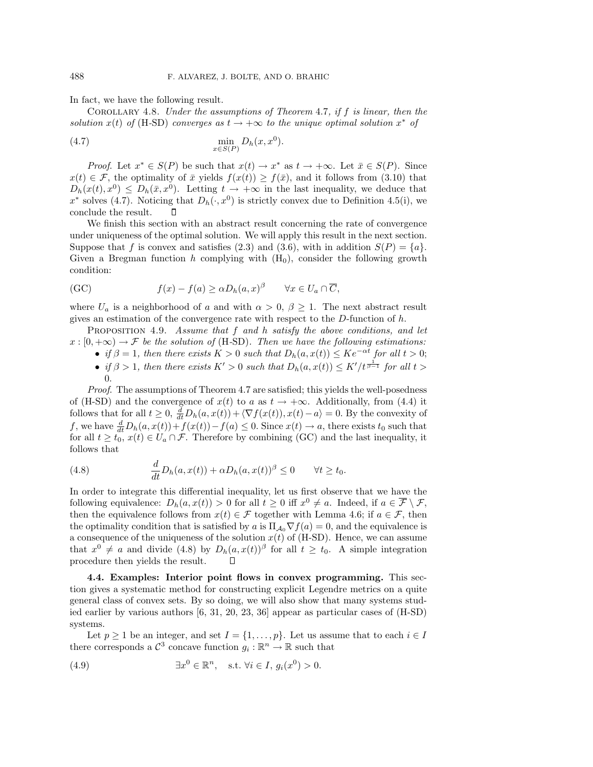In fact, we have the following result.

COROLLARY 4.8. *Under the assumptions of Theorem 4.7, if $f$ is linear, then the solution $x(t)$ of (H-SD) converges as $t \to +\infty$ to the unique optimal solution $x^*$ of*

$$\min_{x \in S(P)} D_h(x, x^0). \tag{4.7}$$

*Proof.* Let $x^* \in S(P)$ be such that $x(t) \to x^*$ as $t \to +\infty$. Let $\bar{x} \in S(P)$. Since $x(t) \in \mathcal{F}$, the optimality of $\bar{x}$ yields $f(x(t)) \geq f(\bar{x})$, and it follows from (3.10) that $D_h(x(t), x^0) \leq D_h(\bar{x}, x^0)$. Letting $t \to +\infty$ in the last inequality, we deduce that $x^*$ solves (4.7). Noticing that $D_h(\cdot, x^0)$ is strictly convex due to Definition 4.5(i), we conclude the result. ∎

We finish this section with an abstract result concerning the rate of convergence under uniqueness of the optimal solution. We will apply this result in the next section. Suppose that $f$ is convex and satisfies (2.3) and (3.6), with in addition $S(P) = \{a\}$. Given a Bregman function $h$ complying with ($\mathrm{H}_0$), consider the following growth condition:

$$f(x) - f(a) \geq \alpha D_h(a, x)^\beta \qquad \forall x \in U_a \cap \overline{C}, \tag{GC}$$

where $U_a$ is a neighborhood of $a$ and with $\alpha > 0$, $\beta \geq 1$. The next abstract result gives an estimation of the convergence rate with respect to the $D$-function of $h$.

PROPOSITION 4.9. *Assume that $f$ and $h$ satisfy the above conditions, and let $x : [0, +\infty) \to \mathcal{F}$ be the solution of (H-SD). Then we have the following estimations:*

- *if $\beta = 1$, then there exists $K > 0$ such that $D_h(a, x(t)) \leq K e^{-\alpha t}$ for all $t > 0$;*
- *if $\beta > 1$, then there exists $K' > 0$ such that $D_h(a, x(t)) \leq K'/t^{\frac{1}{\beta - 1}}$ for all $t > 0$.*

*Proof.* The assumptions of Theorem 4.7 are satisfied; this yields the well-posedness of (H-SD) and the convergence of $x(t)$ to $a$ as $t \to +\infty$. Additionally, from (4.4) it follows that for all $t \geq 0$, $\frac{d}{dt} D_h(a, x(t)) + \langle \nabla f(x(t)), x(t) - a \rangle = 0$. By the convexity of $f$, we have $\frac{d}{dt} D_h(a, x(t)) + f(x(t)) - f(a) \leq 0$. Since $x(t) \to a$, there exists $t_0$ such that for all $t \geq t_0$, $x(t) \in U_a \cap \mathcal{F}$. Therefore by combining (GC) and the last inequality, it follows that

$$\frac{d}{dt} D_h(a, x(t)) + \alpha D_h(a, x(t))^\beta \leq 0 \qquad \forall t \geq t_0. \tag{4.8}$$

In order to integrate this differential inequality, let us first observe that we have the following equivalence: $D_h(a, x(t)) > 0$ for all $t \geq 0$ iff $x^0 \neq a$. Indeed, if $a \in \overline{\mathcal{F}} \setminus \mathcal{F}$, then the equivalence follows from $x(t) \in \mathcal{F}$ together with Lemma 4.6; if $a \in \mathcal{F}$, then the optimality condition that is satisfied by $a$ is $\Pi_{\mathcal{A}_0} \nabla f(a) = 0$, and the equivalence is a consequence of the uniqueness of the solution $x(t)$ of (H-SD). Hence, we can assume that $x^0 \neq a$ and divide (4.8) by $D_h(a, x(t))^\beta$ for all $t \geq t_0$. A simple integration procedure then yields the result. ∎

**4.4. Examples: Interior point flows in convex programming.** This section gives a systematic method for constructing explicit Legendre metrics on a quite general class of convex sets. By so doing, we will also show that many systems studied earlier by various authors [6, 31, 20, 23, 36] appear as particular cases of (H-SD) systems.

Let $p \geq 1$ be an integer, and set $I = \{1, \ldots, p\}$. Let us assume that to each $i \in I$ there corresponds a $\mathcal{C}^3$ concave function $g_i : \mathbb{R}^n \to \mathbb{R}$ such that

$$\exists x^0 \in \mathbb{R}^n, \quad \text{s.t. } \forall i \in I,\ g_i(x^0) > 0. \tag{4.9}$$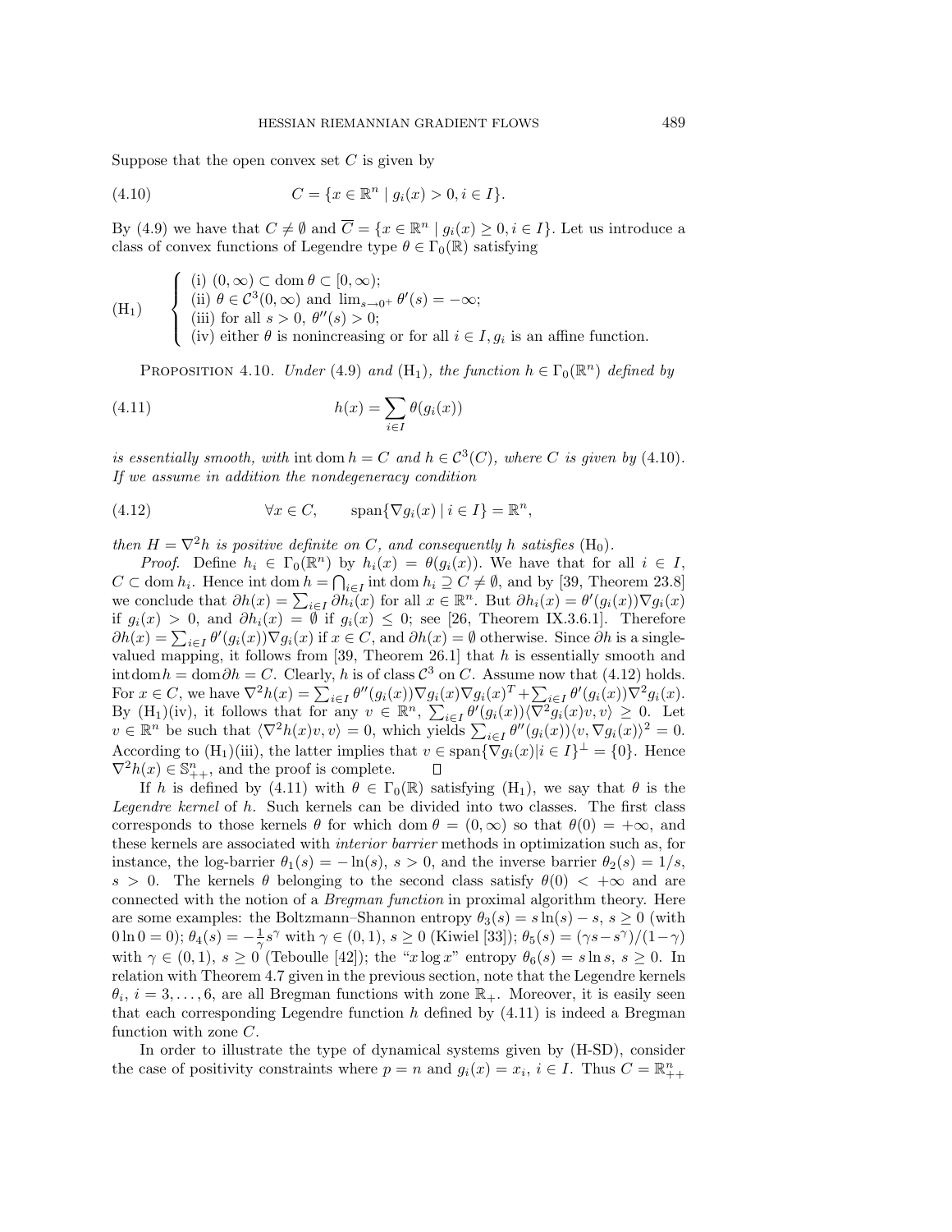Suppose that the open convex set $C$ is given by

$$C = \{x \in \mathbb{R}^n \mid g_i(x) > 0, i \in I\}. \tag{4.10}$$

By (4.9) we have that $C \neq \emptyset$ and $\overline{C} = \{x \in \mathbb{R}^n \mid g_i(x) \geq 0, i \in I\}$. Let us introduce a class of convex functions of Legendre type $\theta \in \Gamma_0(\mathbb{R})$ satisfying

$$(\mathrm{H}_1) \quad \begin{cases} \text{(i) } (0,\infty) \subset \operatorname{dom}\theta \subset [0,\infty); \\ \text{(ii) } \theta \in \mathcal{C}^3(0,\infty) \text{ and } \lim_{s\to 0^+} \theta'(s) = -\infty; \\ \text{(iii) for all } s > 0,\ \theta''(s) > 0; \\ \text{(iv) either } \theta \text{ is nonincreasing or for all } i \in I, g_i \text{ is an affine function.} \end{cases}$$

Proposition 4.10. *Under (4.9) and* $(\mathrm{H}_1)$*, the function* $h \in \Gamma_0(\mathbb{R}^n)$ *defined by*

$$h(x) = \sum_{i\in I} \theta(g_i(x)) \tag{4.11}$$

*is essentially smooth, with* $\operatorname{int}\operatorname{dom} h = C$ *and* $h \in \mathcal{C}^3(C)$*, where* $C$ *is given by* (4.10)*. If we assume in addition the nondegeneracy condition*

$$\forall x \in C, \qquad \operatorname{span}\{\nabla g_i(x) \mid i \in I\} = \mathbb{R}^n, \tag{4.12}$$

*then* $H = \nabla^2 h$ *is positive definite on* $C$*, and consequently* $h$ *satisfies* $(\mathrm{H}_0)$.

*Proof*. Define $h_i \in \Gamma_0(\mathbb{R}^n)$ by $h_i(x) = \theta(g_i(x))$. We have that for all $i \in I$, $C \subset \operatorname{dom} h_i$. Hence $\operatorname{int}\operatorname{dom} h = \bigcap_{i\in I} \operatorname{int}\operatorname{dom} h_i \supseteq C \neq \emptyset$, and by [39, Theorem 23.8] we conclude that $\partial h(x) = \sum_{i\in I} \partial h_i(x)$ for all $x \in \mathbb{R}^n$. But $\partial h_i(x) = \theta'(g_i(x))\nabla g_i(x)$ if $g_i(x) > 0$, and $\partial h_i(x) = \emptyset$ if $g_i(x) \leq 0$; see [26, Theorem IX.3.6.1]. Therefore $\partial h(x) = \sum_{i\in I} \theta'(g_i(x))\nabla g_i(x)$ if $x \in C$, and $\partial h(x) = \emptyset$ otherwise. Since $\partial h$ is a single-valued mapping, it follows from [39, Theorem 26.1] that $h$ is essentially smooth and $\operatorname{int}\operatorname{dom} h = \operatorname{dom}\partial h = C$. Clearly, $h$ is of class $\mathcal{C}^3$ on $C$. Assume now that (4.12) holds. For $x \in C$, we have $\nabla^2 h(x) = \sum_{i\in I} \theta''(g_i(x))\nabla g_i(x)\nabla g_i(x)^T + \sum_{i\in I} \theta'(g_i(x))\nabla^2 g_i(x)$. By $(\mathrm{H}_1)$(iv), it follows that for any $v \in \mathbb{R}^n$, $\sum_{i\in I} \theta'(g_i(x))\langle \nabla^2 g_i(x)v, v\rangle \geq 0$. Let $v \in \mathbb{R}^n$ be such that $\langle \nabla^2 h(x)v, v\rangle = 0$, which yields $\sum_{i\in I} \theta''(g_i(x))\langle v, \nabla g_i(x)\rangle^2 = 0$. According to $(\mathrm{H}_1)$(iii), the latter implies that $v \in \operatorname{span}\{\nabla g_i(x) | i \in I\}^\perp = \{0\}$. Hence $\nabla^2 h(x) \in \mathbb{S}^n_{++}$, and the proof is complete. $\square$

If $h$ is defined by (4.11) with $\theta \in \Gamma_0(\mathbb{R})$ satisfying $(\mathrm{H}_1)$, we say that $\theta$ is the *Legendre kernel* of $h$. Such kernels can be divided into two classes. The first class corresponds to those kernels $\theta$ for which $\operatorname{dom}\theta = (0,\infty)$ so that $\theta(0) = +\infty$, and these kernels are associated with *interior barrier* methods in optimization such as, for instance, the log-barrier $\theta_1(s) = -\ln(s)$, $s > 0$, and the inverse barrier $\theta_2(s) = 1/s$, $s > 0$. The kernels $\theta$ belonging to the second class satisfy $\theta(0) < +\infty$ and are connected with the notion of a *Bregman function* in proximal algorithm theory. Here are some examples: the Boltzmann–Shannon entropy $\theta_3(s) = s\ln(s) - s$, $s \geq 0$ (with $0 \ln 0 = 0$); $\theta_4(s) = -\frac{1}{\gamma}s^\gamma$ with $\gamma \in (0,1)$, $s \geq 0$ (Kiwiel [33]); $\theta_5(s) = (\gamma s - s^\gamma)/(1-\gamma)$ with $\gamma \in (0,1)$, $s \geq 0$ (Teboulle [42]); the "$x \log x$" entropy $\theta_6(s) = s\ln s$, $s \geq 0$. In relation with Theorem 4.7 given in the previous section, note that the Legendre kernels $\theta_i$, $i = 3,\ldots,6$, are all Bregman functions with zone $\mathbb{R}_+$. Moreover, it is easily seen that each corresponding Legendre function $h$ defined by (4.11) is indeed a Bregman function with zone $C$.

In order to illustrate the type of dynamical systems given by (H-SD), consider the case of positivity constraints where $p = n$ and $g_i(x) = x_i$, $i \in I$. Thus $C = \mathbb{R}^n_{++}$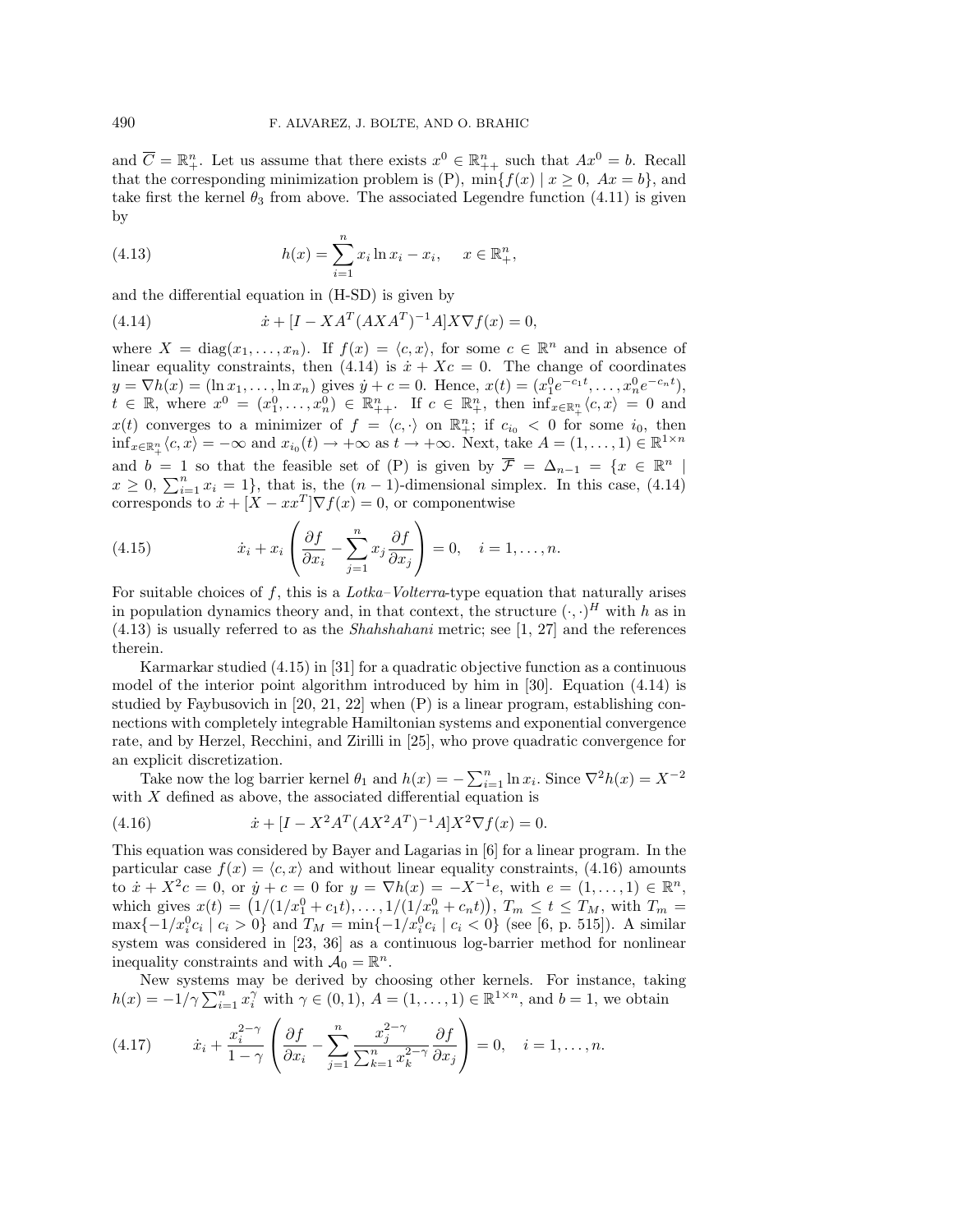and $\overline{C} = \mathbb{R}^n_+$. Let us assume that there exists $x^0 \in \mathbb{R}^n_{++}$ such that $Ax^0 = b$. Recall that the corresponding minimization problem is (P), $\min\{f(x) \mid x \geq 0,\ Ax = b\}$, and take first the kernel $\theta_3$ from above. The associated Legendre function (4.11) is given by

$$h(x) = \sum_{i=1}^{n} x_i \ln x_i - x_i, \quad x \in \mathbb{R}^n_+, \tag{4.13}$$

and the differential equation in (H-SD) is given by

$$\dot{x} + [I - XA^T(AXA^T)^{-1}A]X\nabla f(x) = 0, \tag{4.14}$$

where $X = \operatorname{diag}(x_1, \ldots, x_n)$. If $f(x) = \langle c, x\rangle$, for some $c \in \mathbb{R}^n$ and in absence of linear equality constraints, then (4.14) is $\dot{x} + Xc = 0$. The change of coordinates $y = \nabla h(x) = (\ln x_1, \ldots, \ln x_n)$ gives $\dot{y} + c = 0$. Hence, $x(t) = (x_1^0 e^{-c_1 t}, \ldots, x_n^0 e^{-c_n t})$, $t \in \mathbb{R}$, where $x^0 = (x_1^0, \ldots, x_n^0) \in \mathbb{R}^n_{++}$. If $c \in \mathbb{R}^n_+$, then $\inf_{x \in \mathbb{R}^n_+} \langle c, x\rangle = 0$ and $x(t)$ converges to a minimizer of $f = \langle c, \cdot\rangle$ on $\mathbb{R}^n_+$; if $c_{i_0} < 0$ for some $i_0$, then $\inf_{x \in \mathbb{R}^n_+} \langle c, x\rangle = -\infty$ and $x_{i_0}(t) \to +\infty$ as $t \to +\infty$. Next, take $A = (1, \ldots, 1) \in \mathbb{R}^{1\times n}$ and $b = 1$ so that the feasible set of (P) is given by $\overline{\mathcal{F}} = \Delta_{n-1} = \{x \in \mathbb{R}^n \mid x \geq 0,\ \sum_{i=1}^n x_i = 1\}$, that is, the $(n-1)$-dimensional simplex. In this case, (4.14) corresponds to $\dot{x} + [X - xx^T]\nabla f(x) = 0$, or componentwise

$$\dot{x}_i + x_i\left(\frac{\partial f}{\partial x_i} - \sum_{j=1}^{n} x_j \frac{\partial f}{\partial x_j}\right) = 0, \quad i = 1, \ldots, n. \tag{4.15}$$

For suitable choices of $f$, this is a *Lotka–Volterra*-type equation that naturally arises in population dynamics theory and, in that context, the structure $(\cdot,\cdot)^H$ with $h$ as in (4.13) is usually referred to as the *Shahshahani* metric; see [1, 27] and the references therein.

Karmarkar studied (4.15) in [31] for a quadratic objective function as a continuous model of the interior point algorithm introduced by him in [30]. Equation (4.14) is studied by Faybusovich in [20, 21, 22] when (P) is a linear program, establishing connections with completely integrable Hamiltonian systems and exponential convergence rate, and by Herzel, Recchini, and Zirilli in [25], who prove quadratic convergence for an explicit discretization.

Take now the log barrier kernel $\theta_1$ and $h(x) = -\sum_{i=1}^n \ln x_i$. Since $\nabla^2 h(x) = X^{-2}$ with $X$ defined as above, the associated differential equation is

$$\dot{x} + [I - X^2A^T(AX^2A^T)^{-1}A]X^2\nabla f(x) = 0. \tag{4.16}$$

This equation was considered by Bayer and Lagarias in [6] for a linear program. In the particular case $f(x) = \langle c, x\rangle$ and without linear equality constraints, (4.16) amounts to $\dot{x} + X^2c = 0$, or $\dot{y} + c = 0$ for $y = \nabla h(x) = -X^{-1}e$, with $e = (1, \ldots, 1) \in \mathbb{R}^n$, which gives $x(t) = \big(1/(1/x_1^0 + c_1 t), \ldots, 1/(1/x_n^0 + c_n t)\big)$, $T_m \leq t \leq T_M$, with $T_m = \max\{-1/x_i^0 c_i \mid c_i > 0\}$ and $T_M = \min\{-1/x_i^0 c_i \mid c_i < 0\}$ (see [6, p. 515]). A similar system was considered in [23, 36] as a continuous log-barrier method for nonlinear inequality constraints and with $\mathcal{A}_0 = \mathbb{R}^n$.

New systems may be derived by choosing other kernels. For instance, taking $h(x) = -1/\gamma \sum_{i=1}^n x_i^\gamma$ with $\gamma \in (0,1)$, $A = (1, \ldots, 1) \in \mathbb{R}^{1\times n}$, and $b = 1$, we obtain

$$\dot{x}_i + \frac{x_i^{2-\gamma}}{1-\gamma}\left(\frac{\partial f}{\partial x_i} - \sum_{j=1}^{n} \frac{x_j^{2-\gamma}}{\sum_{k=1}^n x_k^{2-\gamma}} \frac{\partial f}{\partial x_j}\right) = 0, \quad i = 1, \ldots, n. \tag{4.17}$$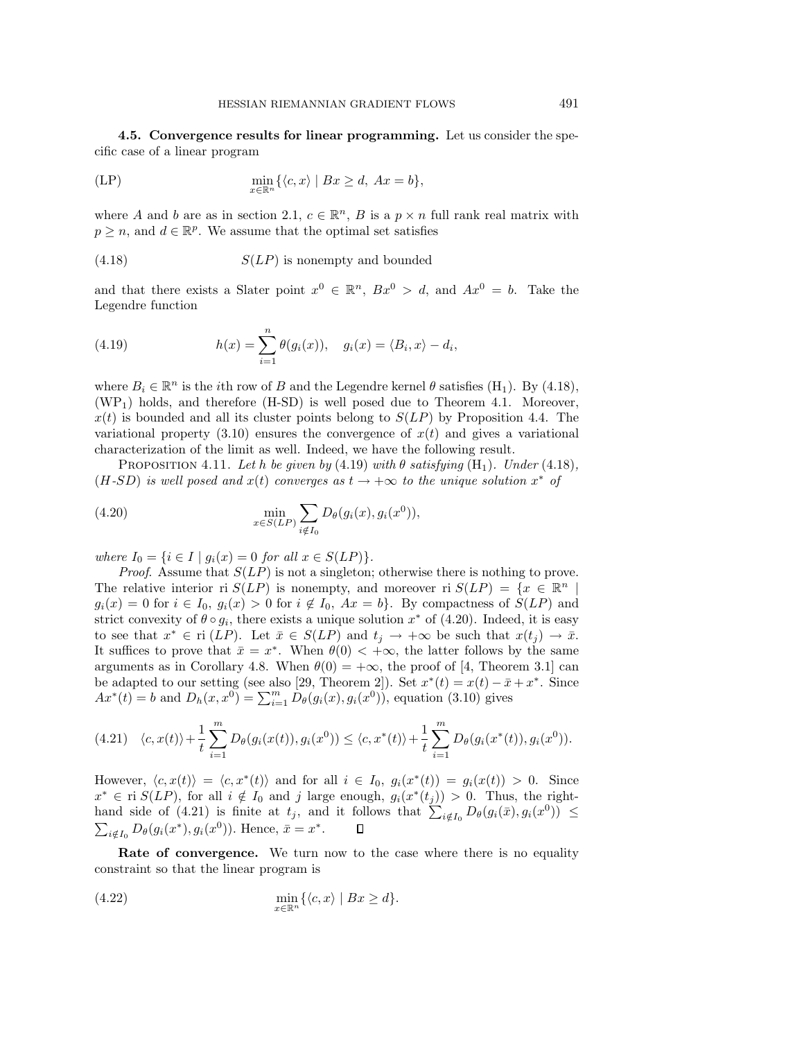**4.5. Convergence results for linear programming.** Let us consider the specific case of a linear program

$$\text{(LP)} \qquad \min_{x \in \mathbb{R}^n} \{\langle c, x \rangle \mid Bx \geq d,\ Ax = b\},$$

where $A$ and $b$ are as in section 2.1, $c \in \mathbb{R}^n$, $B$ is a $p \times n$ full rank real matrix with $p \geq n$, and $d \in \mathbb{R}^p$. We assume that the optimal set satisfies

$$S(LP) \text{ is nonempty and bounded} \tag{4.18}$$

and that there exists a Slater point $x^0 \in \mathbb{R}^n$, $Bx^0 > d$, and $Ax^0 = b$. Take the Legendre function

$$h(x) = \sum_{i=1}^{n} \theta(g_i(x)), \quad g_i(x) = \langle B_i, x \rangle - d_i, \tag{4.19}$$

where $B_i \in \mathbb{R}^n$ is the $i$th row of $B$ and the Legendre kernel $\theta$ satisfies $(\mathrm{H}_1)$. By (4.18), $(\mathrm{WP}_1)$ holds, and therefore (H-SD) is well posed due to Theorem 4.1. Moreover, $x(t)$ is bounded and all its cluster points belong to $S(LP)$ by Proposition 4.4. The variational property (3.10) ensures the convergence of $x(t)$ and gives a variational characterization of the limit as well. Indeed, we have the following result.

PROPOSITION 4.11. *Let $h$ be given by* (4.19) *with $\theta$ satisfying* $(\mathrm{H}_1)$. *Under* (4.18), *(H-SD) is well posed and $x(t)$ converges as $t \to +\infty$ to the unique solution $x^*$ of*

$$\min_{x \in S(LP)} \sum_{i \notin I_0} D_\theta(g_i(x), g_i(x^0)), \tag{4.20}$$

*where $I_0 = \{i \in I \mid g_i(x) = 0 \text{ for all } x \in S(LP)\}$.*

*Proof*. Assume that $S(LP)$ is not a singleton; otherwise there is nothing to prove. The relative interior ri $S(LP)$ is nonempty, and moreover ri $S(LP) = \{x \in \mathbb{R}^n \mid g_i(x) = 0 \text{ for } i \in I_0,\ g_i(x) > 0 \text{ for } i \notin I_0,\ Ax = b\}$. By compactness of $S(LP)$ and strict convexity of $\theta \circ g_i$, there exists a unique solution $x^*$ of (4.20). Indeed, it is easy to see that $x^* \in$ ri $(LP)$. Let $\bar{x} \in S(LP)$ and $t_j \to +\infty$ be such that $x(t_j) \to \bar{x}$. It suffices to prove that $\bar{x} = x^*$. When $\theta(0) < +\infty$, the latter follows by the same arguments as in Corollary 4.8. When $\theta(0) = +\infty$, the proof of [4, Theorem 3.1] can be adapted to our setting (see also [29, Theorem 2]). Set $x^*(t) = x(t) - \bar{x} + x^*$. Since $Ax^*(t) = b$ and $D_h(x, x^0) = \sum_{i=1}^{m} D_\theta(g_i(x), g_i(x^0))$, equation (3.10) gives

$$\langle c, x(t) \rangle + \frac{1}{t} \sum_{i=1}^{m} D_\theta(g_i(x(t)), g_i(x^0)) \leq \langle c, x^*(t) \rangle + \frac{1}{t} \sum_{i=1}^{m} D_\theta(g_i(x^*(t)), g_i(x^0)). \tag{4.21}$$

However, $\langle c, x(t) \rangle = \langle c, x^*(t) \rangle$ and for all $i \in I_0$, $g_i(x^*(t)) = g_i(x(t)) > 0$. Since $x^* \in$ ri $S(LP)$, for all $i \notin I_0$ and $j$ large enough, $g_i(x^*(t_j)) > 0$. Thus, the right-hand side of (4.21) is finite at $t_j$, and it follows that $\sum_{i \notin I_0} D_\theta(g_i(\bar{x}), g_i(x^0)) \leq \sum_{i \notin I_0} D_\theta(g_i(x^*), g_i(x^0))$. Hence, $\bar{x} = x^*$. $\square$

**Rate of convergence.** We turn now to the case where there is no equality constraint so that the linear program is

$$\min_{x \in \mathbb{R}^n} \{\langle c, x \rangle \mid Bx \geq d\}. \tag{4.22}$$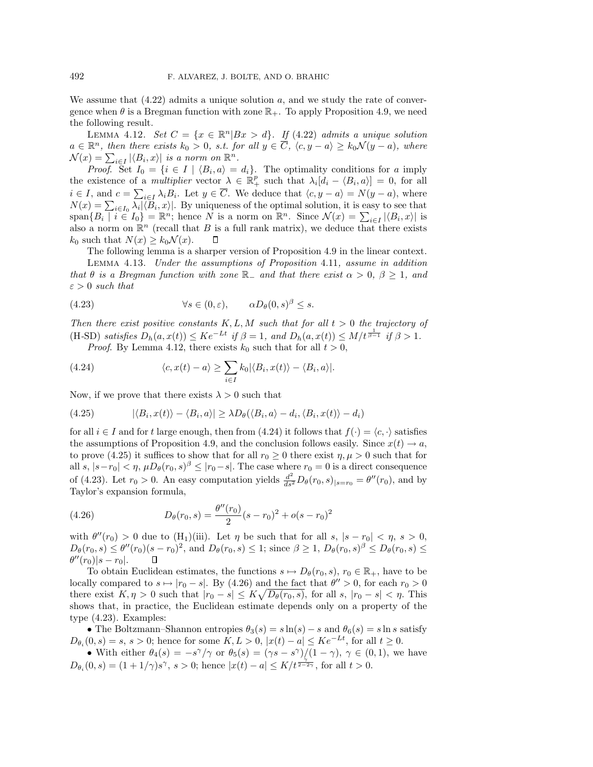We assume that (4.22) admits a unique solution $a$, and we study the rate of convergence when $\theta$ is a Bregman function with zone $\mathbb{R}_+$. To apply Proposition 4.9, we need the following result.

LEMMA 4.12. *Set $C = \{x \in \mathbb{R}^n | Bx > d\}$. If (4.22) admits a unique solution $a \in \mathbb{R}^n$, then there exists $k_0 > 0$, s.t. for all $y \in \overline{C}$, $\langle c, y - a\rangle \geq k_0 \mathcal{N}(y - a)$, where $\mathcal{N}(x) = \sum_{i \in I} |\langle B_i, x\rangle|$ is a norm on $\mathbb{R}^n$.*

*Proof.* Set $I_0 = \{i \in I \mid \langle B_i, a\rangle = d_i\}$. The optimality conditions for $a$ imply the existence of a *multiplier* vector $\lambda \in \mathbb{R}^p_+$ such that $\lambda_i[d_i - \langle B_i, a\rangle] = 0$, for all $i \in I$, and $c = \sum_{i \in I} \lambda_i B_i$. Let $y \in \overline{C}$. We deduce that $\langle c, y - a\rangle = N(y - a)$, where $N(x) = \sum_{i \in I_0} \lambda_i |\langle B_i, x\rangle|$. By uniqueness of the optimal solution, it is easy to see that $\operatorname{span}\{B_i \mid i \in I_0\} = \mathbb{R}^n$; hence $N$ is a norm on $\mathbb{R}^n$. Since $\mathcal{N}(x) = \sum_{i \in I} |\langle B_i, x\rangle|$ is also a norm on $\mathbb{R}^n$ (recall that $B$ is a full rank matrix), we deduce that there exists $k_0$ such that $N(x) \geq k_0 \mathcal{N}(x)$. $\square$

The following lemma is a sharper version of Proposition 4.9 in the linear context.

LEMMA 4.13. *Under the assumptions of Proposition 4.11, assume in addition that $\theta$ is a Bregman function with zone $\mathbb{R}_-$ and that there exist $\alpha > 0$, $\beta \geq 1$, and $\varepsilon > 0$ such that*

$$\forall s \in (0, \varepsilon), \qquad \alpha D_\theta(0, s)^\beta \leq s. \tag{4.23}$$

*Then there exist positive constants $K, L, M$ such that for all $t > 0$ the trajectory of (H-SD) satisfies $D_h(a, x(t)) \leq K e^{-Lt}$ if $\beta = 1$, and $D_h(a, x(t)) \leq M/t^{\frac{1}{\beta - 1}}$ if $\beta > 1$.*

*Proof.* By Lemma 4.12, there exists $k_0$ such that for all $t > 0$,

$$\langle c, x(t) - a\rangle \geq \sum_{i \in I} k_0 |\langle B_i, x(t)\rangle - \langle B_i, a\rangle|. \tag{4.24}$$

Now, if we prove that there exists $\lambda > 0$ such that

$$|\langle B_i, x(t)\rangle - \langle B_i, a\rangle| \geq \lambda D_\theta(\langle B_i, a\rangle - d_i, \langle B_i, x(t)\rangle - d_i) \tag{4.25}$$

for all $i \in I$ and for $t$ large enough, then from (4.24) it follows that $f(\cdot) = \langle c, \cdot\rangle$ satisfies the assumptions of Proposition 4.9, and the conclusion follows easily. Since $x(t) \to a$, to prove (4.25) it suffices to show that for all $r_0 \geq 0$ there exist $\eta, \mu > 0$ such that for all $s$, $|s - r_0| < \eta$, $\mu D_\theta(r_0, s)^\beta \leq |r_0 - s|$. The case where $r_0 = 0$ is a direct consequence of (4.23). Let $r_0 > 0$. An easy computation yields $\frac{d^2}{ds^2} D_\theta(r_0, s)_{|s = r_0} = \theta''(r_0)$, and by Taylor's expansion formula,

$$D_\theta(r_0, s) = \frac{\theta''(r_0)}{2}(s - r_0)^2 + o(s - r_0)^2 \tag{4.26}$$

with $\theta''(r_0) > 0$ due to (H$_1$)(iii). Let $\eta$ be such that for all $s$, $|s - r_0| < \eta$, $s > 0$, $D_\theta(r_0, s) \leq \theta''(r_0)(s - r_0)^2$, and $D_\theta(r_0, s) \leq 1$; since $\beta \geq 1$, $D_\theta(r_0, s)^\beta \leq D_\theta(r_0, s) \leq \theta''(r_0)|s - r_0|$. $\square$

To obtain Euclidean estimates, the functions $s \mapsto D_\theta(r_0, s)$, $r_0 \in \mathbb{R}_+$, have to be locally compared to $s \mapsto |r_0 - s|$. By (4.26) and the fact that $\theta'' > 0$, for each $r_0 > 0$ there exist $K, \eta > 0$ such that $|r_0 - s| \leq K\sqrt{D_\theta(r_0, s)}$, for all $s$, $|r_0 - s| < \eta$. This shows that, in practice, the Euclidean estimate depends only on a property of the type (4.23). Examples:

- The Boltzmann–Shannon entropies $\theta_3(s) = s\ln(s) - s$ and $\theta_6(s) = s\ln s$ satisfy $D_{\theta_i}(0, s) = s$, $s > 0$; hence for some $K, L > 0$, $|x(t) - a| \leq K e^{-Lt}$, for all $t \geq 0$.
- With either $\theta_4(s) = -s^\gamma/\gamma$ or $\theta_5(s) = (\gamma s - s^\gamma)/(1 - \gamma)$, $\gamma \in (0, 1)$, we have $D_{\theta_i}(0, s) = (1 + 1/\gamma)s^\gamma$, $s > 0$; hence $|x(t) - a| \leq K/t^{\frac{\gamma}{2 - 2\gamma}}$, for all $t > 0$.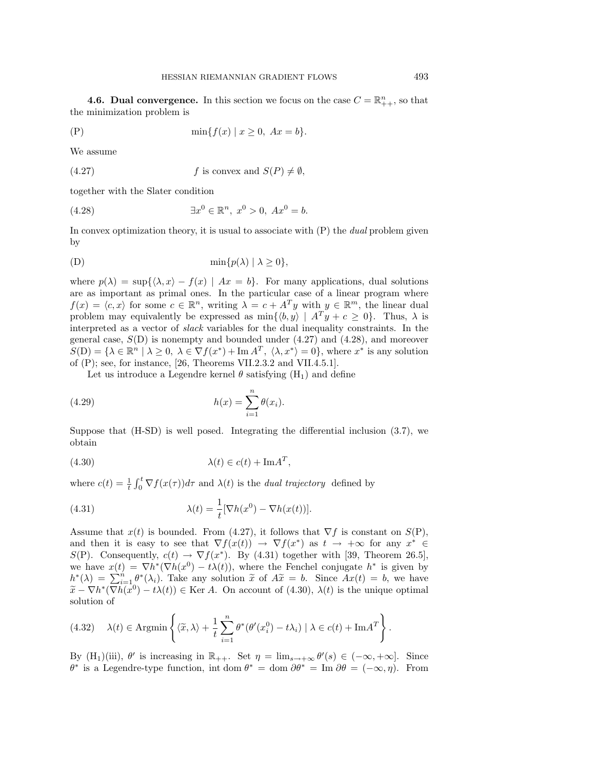**4.6. Dual convergence.** In this section we focus on the case $C = \mathbb{R}^n_{++}$, so that the minimization problem is

$$\text{(P)} \qquad \min\{f(x) \mid x \geq 0,\ Ax = b\}.$$

We assume

$$(4.27) \qquad f \text{ is convex and } S(P) \neq \emptyset,$$

together with the Slater condition

$$(4.28) \qquad \exists x^0 \in \mathbb{R}^n,\ x^0 > 0,\ Ax^0 = b.$$

In convex optimization theory, it is usual to associate with (P) the *dual* problem given by

$$\text{(D)} \qquad \min\{p(\lambda) \mid \lambda \geq 0\},$$

where $p(\lambda) = \sup\{\langle \lambda, x\rangle - f(x) \mid Ax = b\}$. For many applications, dual solutions are as important as primal ones. In the particular case of a linear program where $f(x) = \langle c, x\rangle$ for some $c \in \mathbb{R}^n$, writing $\lambda = c + A^T y$ with $y \in \mathbb{R}^m$, the linear dual problem may equivalently be expressed as $\min\{\langle b, y\rangle \mid A^T y + c \geq 0\}$. Thus, $\lambda$ is interpreted as a vector of *slack* variables for the dual inequality constraints. In the general case, $S(\mathrm{D})$ is nonempty and bounded under (4.27) and (4.28), and moreover $S(\mathrm{D}) = \{\lambda \in \mathbb{R}^n \mid \lambda \geq 0,\ \lambda \in \nabla f(x^*) + \mathrm{Im}\, A^T,\ \langle \lambda, x^*\rangle = 0\}$, where $x^*$ is any solution of (P); see, for instance, [26, Theorems VII.2.3.2 and VII.4.5.1].

Let us introduce a Legendre kernel $\theta$ satisfying $(\mathrm{H}_1)$ and define

$$(4.29) \qquad h(x) = \sum_{i=1}^{n} \theta(x_i).$$

Suppose that (H-SD) is well posed. Integrating the differential inclusion (3.7), we obtain

$$(4.30) \qquad \lambda(t) \in c(t) + \mathrm{Im} A^T,$$

where $c(t) = \frac{1}{t}\int_0^t \nabla f(x(\tau))d\tau$ and $\lambda(t)$ is the *dual trajectory* defined by

$$(4.31) \qquad \lambda(t) = \frac{1}{t}[\nabla h(x^0) - \nabla h(x(t))].$$

Assume that $x(t)$ is bounded. From (4.27), it follows that $\nabla f$ is constant on $S(\mathrm{P})$, and then it is easy to see that $\nabla f(x(t)) \to \nabla f(x^*)$ as $t \to +\infty$ for any $x^* \in S(\mathrm{P})$. Consequently, $c(t) \to \nabla f(x^*)$. By (4.31) together with [39, Theorem 26.5], we have $x(t) = \nabla h^*(\nabla h(x^0) - t\lambda(t))$, where the Fenchel conjugate $h^*$ is given by $h^*(\lambda) = \sum_{i=1}^n \theta^*(\lambda_i)$. Take any solution $\widetilde{x}$ of $A\widetilde{x} = b$. Since $Ax(t) = b$, we have $\widetilde{x} - \nabla h^*(\nabla h(x^0) - t\lambda(t)) \in \mathrm{Ker}\, A$. On account of (4.30), $\lambda(t)$ is the unique optimal solution of

$$(4.32) \qquad \lambda(t) \in \mathrm{Argmin}\left\{ \langle \widetilde{x}, \lambda\rangle + \frac{1}{t}\sum_{i=1}^{n} \theta^*(\theta'(x_i^0) - t\lambda_i) \mid \lambda \in c(t) + \mathrm{Im} A^T \right\}.$$

By $(\mathrm{H}_1)$(iii), $\theta'$ is increasing in $\mathbb{R}_{++}$. Set $\eta = \lim_{s\to+\infty} \theta'(s) \in (-\infty, +\infty]$. Since $\theta^*$ is a Legendre-type function, $\mathrm{int\,dom}\,\theta^* = \mathrm{dom}\,\partial\theta^* = \mathrm{Im}\,\partial\theta = (-\infty, \eta)$. From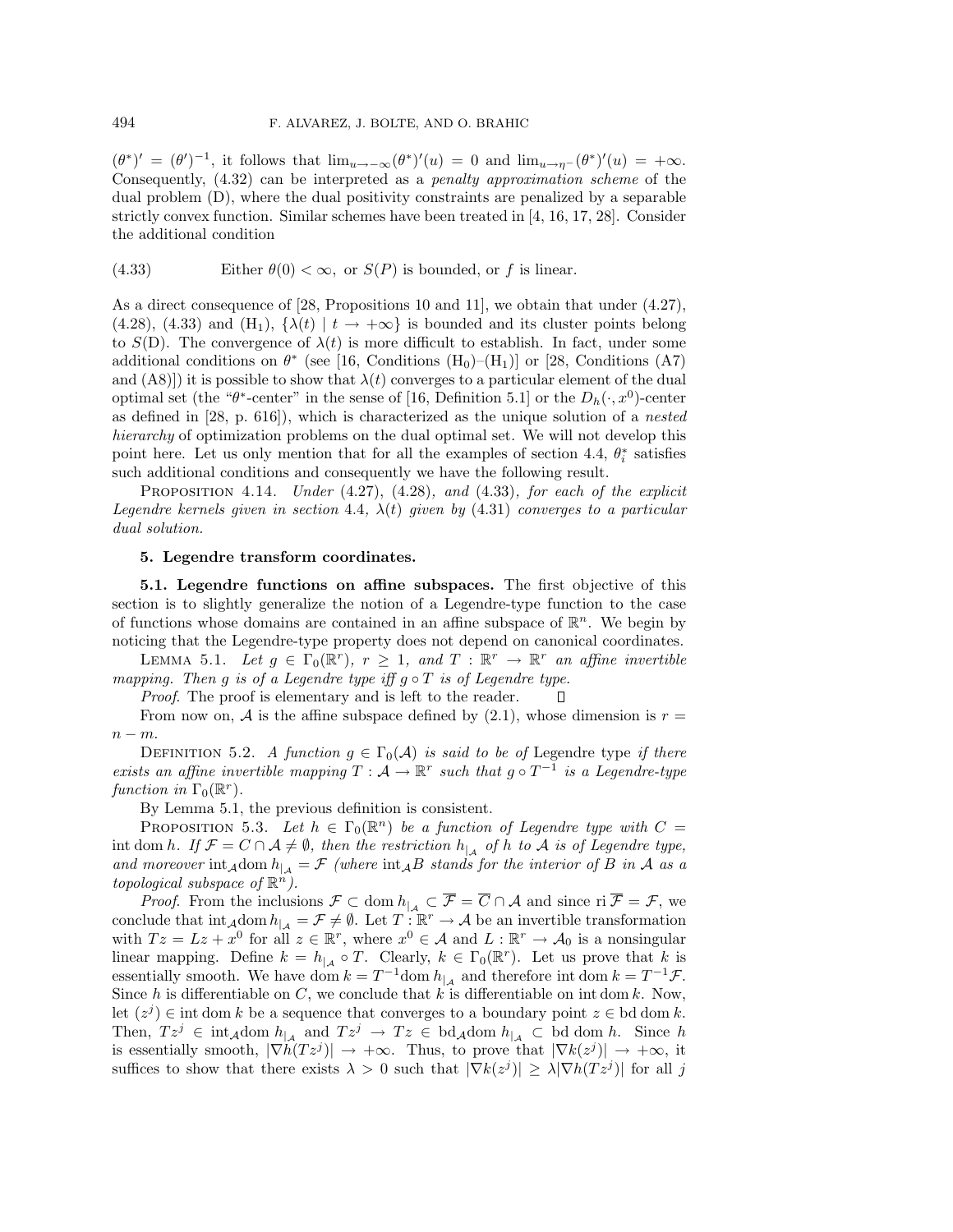$(\theta^*)' = (\theta')^{-1}$, it follows that $\lim_{u\to-\infty}(\theta^*)'(u) = 0$ and $\lim_{u\to\eta^-}(\theta^*)'(u) = +\infty$. Consequently, (4.32) can be interpreted as a *penalty approximation scheme* of the dual problem (D), where the dual positivity constraints are penalized by a separable strictly convex function. Similar schemes have been treated in [4, 16, 17, 28]. Consider the additional condition

$$\text{Either } \theta(0) < \infty, \text{ or } S(P) \text{ is bounded, or } f \text{ is linear.} \tag{4.33}$$

As a direct consequence of [28, Propositions 10 and 11], we obtain that under (4.27), (4.28), (4.33) and $(H_1)$, $\{\lambda(t) \mid t \to +\infty\}$ is bounded and its cluster points belong to $S(D)$. The convergence of $\lambda(t)$ is more difficult to establish. In fact, under some additional conditions on $\theta^*$ (see [16, Conditions $(H_0)$–$(H_1)$] or [28, Conditions (A7) and (A8)]) it is possible to show that $\lambda(t)$ converges to a particular element of the dual optimal set (the "$\theta^*$-center" in the sense of [16, Definition 5.1] or the $D_h(\cdot, x^0)$-center as defined in [28, p. 616]), which is characterized as the unique solution of a *nested hierarchy* of optimization problems on the dual optimal set. We will not develop this point here. Let us only mention that for all the examples of section 4.4, $\theta_i^*$ satisfies such additional conditions and consequently we have the following result.

PROPOSITION 4.14. *Under (4.27), (4.28), and (4.33), for each of the explicit Legendre kernels given in section 4.4, $\lambda(t)$ given by (4.31) converges to a particular dual solution.*

## 5. Legendre transform coordinates.

### 5.1. Legendre functions on affine subspaces.

The first objective of this section is to slightly generalize the notion of a Legendre-type function to the case of functions whose domains are contained in an affine subspace of $\mathbb{R}^n$. We begin by noticing that the Legendre-type property does not depend on canonical coordinates.

LEMMA 5.1. *Let $g \in \Gamma_0(\mathbb{R}^r)$, $r \geq 1$, and $T : \mathbb{R}^r \to \mathbb{R}^r$ an affine invertible mapping. Then $g$ is of a Legendre type iff $g \circ T$ is of Legendre type.*

*Proof.* The proof is elementary and is left to the reader. ∎

From now on, $\mathcal{A}$ is the affine subspace defined by (2.1), whose dimension is $r = n - m$.

DEFINITION 5.2. *A function $g \in \Gamma_0(\mathcal{A})$ is said to be of* Legendre type *if there exists an affine invertible mapping $T : \mathcal{A} \to \mathbb{R}^r$ such that $g \circ T^{-1}$ is a Legendre-type function in $\Gamma_0(\mathbb{R}^r)$.*

By Lemma 5.1, the previous definition is consistent.

PROPOSITION 5.3. *Let $h \in \Gamma_0(\mathbb{R}^n)$ be a function of Legendre type with $C = \operatorname{int} \operatorname{dom} h$. If $\mathcal{F} = C \cap \mathcal{A} \neq \emptyset$, then the restriction $h_{|_\mathcal{A}}$ of $h$ to $\mathcal{A}$ is of Legendre type, and moreover $\operatorname{int}_\mathcal{A} \operatorname{dom} h_{|_\mathcal{A}} = \mathcal{F}$ (where $\operatorname{int}_\mathcal{A} B$ stands for the interior of $B$ in $\mathcal{A}$ as a topological subspace of $\mathbb{R}^n$).*

*Proof.* From the inclusions $\mathcal{F} \subset \operatorname{dom} h_{|_\mathcal{A}} \subset \overline{\mathcal{F}} = \overline{C} \cap \mathcal{A}$ and since $\operatorname{ri} \overline{\mathcal{F}} = \mathcal{F}$, we conclude that $\operatorname{int}_\mathcal{A} \operatorname{dom} h_{|_\mathcal{A}} = \mathcal{F} \neq \emptyset$. Let $T : \mathbb{R}^r \to \mathcal{A}$ be an invertible transformation with $Tz = Lz + x^0$ for all $z \in \mathbb{R}^r$, where $x^0 \in \mathcal{A}$ and $L : \mathbb{R}^r \to \mathcal{A}_0$ is a nonsingular linear mapping. Define $k = h_{|_\mathcal{A}} \circ T$. Clearly, $k \in \Gamma_0(\mathbb{R}^r)$. Let us prove that $k$ is essentially smooth. We have $\operatorname{dom} k = T^{-1} \operatorname{dom} h_{|_\mathcal{A}}$ and therefore $\operatorname{int} \operatorname{dom} k = T^{-1}\mathcal{F}$. Since $h$ is differentiable on $C$, we conclude that $k$ is differentiable on $\operatorname{int} \operatorname{dom} k$. Now, let $(z^j) \in \operatorname{int} \operatorname{dom} k$ be a sequence that converges to a boundary point $z \in \operatorname{bd} \operatorname{dom} k$. Then, $Tz^j \in \operatorname{int}_\mathcal{A} \operatorname{dom} h_{|_\mathcal{A}}$ and $Tz^j \to Tz \in \operatorname{bd}_\mathcal{A} \operatorname{dom} h_{|_\mathcal{A}} \subset \operatorname{bd} \operatorname{dom} h$. Since $h$ is essentially smooth, $|\nabla h(Tz^j)| \to +\infty$. Thus, to prove that $|\nabla k(z^j)| \to +\infty$, it suffices to show that there exists $\lambda > 0$ such that $|\nabla k(z^j)| \geq \lambda |\nabla h(Tz^j)|$ for all $j$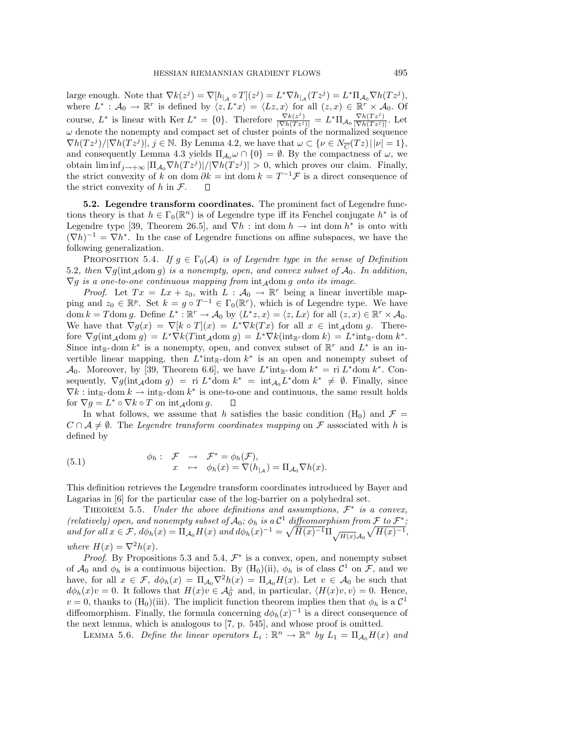large enough. Note that $\nabla k(z^j) = \nabla[h_{|\mathcal{A}} \circ T](z^j) = L^* \nabla h_{|\mathcal{A}}(Tz^j) = L^* \Pi_{\mathcal{A}_0} \nabla h(Tz^j)$, where $L^* : \mathcal{A}_0 \to \mathbb{R}^r$ is defined by $\langle z, L^* x \rangle = \langle Lz, x \rangle$ for all $(z, x) \in \mathbb{R}^r \times \mathcal{A}_0$. Of course, $L^*$ is linear with $\operatorname{Ker} L^* = \{0\}$. Therefore $\frac{\nabla k(z^j)}{|\nabla h(Tz^j)|} = L^* \Pi_{\mathcal{A}_0} \frac{\nabla h(Tz^j)}{|\nabla h(Tz^j)|}$. Let $\omega$ denote the nonempty and compact set of cluster points of the normalized sequence $\nabla h(Tz^j)/|\nabla h(Tz^j)|$, $j \in \mathbb{N}$. By Lemma 4.2, we have that $\omega \subset \{\nu \in N_{\overline{C}}(Tz) \,|\, |\nu| = 1\}$, and consequently Lemma 4.3 yields $\Pi_{\mathcal{A}_0} \omega \cap \{0\} = \emptyset$. By the compactness of $\omega$, we obtain $\liminf_{j \to +\infty} |\Pi_{\mathcal{A}_0} \nabla h(Tz^j)|/|\nabla h(Tz^j)| > 0$, which proves our claim. Finally, the strict convexity of $k$ on $\operatorname{dom} \partial k = \operatorname{int} \operatorname{dom} k = T^{-1}\mathcal{F}$ is a direct consequence of the strict convexity of $h$ in $\mathcal{F}$. $\square$

**5.2. Legendre transform coordinates.** The prominent fact of Legendre functions theory is that $h \in \Gamma_0(\mathbb{R}^n)$ is of Legendre type iff its Fenchel conjugate $h^*$ is of Legendre type [39, Theorem 26.5], and $\nabla h : \operatorname{int} \operatorname{dom} h \to \operatorname{int} \operatorname{dom} h^*$ is onto with $(\nabla h)^{-1} = \nabla h^*$. In the case of Legendre functions on affine subspaces, we have the following generalization.

PROPOSITION 5.4. *If $g \in \Gamma_0(\mathcal{A})$ is of Legendre type in the sense of Definition 5.2, then $\nabla g(\operatorname{int}_{\mathcal{A}} \operatorname{dom} g)$ is a nonempty, open, and convex subset of $\mathcal{A}_0$. In addition, $\nabla g$ is a one-to-one continuous mapping from $\operatorname{int}_{\mathcal{A}} \operatorname{dom} g$ onto its image.*

*Proof.* Let $Tx = Lx + z_0$, with $L : \mathcal{A}_0 \to \mathbb{R}^r$ being a linear invertible mapping and $z_0 \in \mathbb{R}^p$. Set $k = g \circ T^{-1} \in \Gamma_0(\mathbb{R}^r)$, which is of Legendre type. We have $\operatorname{dom} k = T \operatorname{dom} g$. Define $L^* : \mathbb{R}^r \to \mathcal{A}_0$ by $\langle L^* z, x \rangle = \langle z, Lx \rangle$ for all $(z, x) \in \mathbb{R}^r \times \mathcal{A}_0$. We have that $\nabla g(x) = \nabla[k \circ T](x) = L^* \nabla k(Tx)$ for all $x \in \operatorname{int}_{\mathcal{A}} \operatorname{dom} g$. Therefore $\nabla g(\operatorname{int}_{\mathcal{A}} \operatorname{dom} g) = L^* \nabla k(T \operatorname{int}_{\mathcal{A}} \operatorname{dom} g) = L^* \nabla k(\operatorname{int}_{\mathbb{R}^r} \operatorname{dom} k) = L^* \operatorname{int}_{\mathbb{R}^r} \operatorname{dom} k^*$. Since $\operatorname{int}_{\mathbb{R}^r} \operatorname{dom} k^*$ is a nonempty, open, and convex subset of $\mathbb{R}^r$ and $L^*$ is an invertible linear mapping, then $L^* \operatorname{int}_{\mathbb{R}^r} \operatorname{dom} k^*$ is an open and nonempty subset of $\mathcal{A}_0$. Moreover, by [39, Theorem 6.6], we have $L^* \operatorname{int}_{\mathbb{R}^r} \operatorname{dom} k^* = \operatorname{ri} L^* \operatorname{dom} k^*$. Consequently, $\nabla g(\operatorname{int}_{\mathcal{A}} \operatorname{dom} g) = \operatorname{ri} L^* \operatorname{dom} k^* = \operatorname{int}_{\mathcal{A}_0} L^* \operatorname{dom} k^* \neq \emptyset$. Finally, since $\nabla k : \operatorname{int}_{\mathbb{R}^r} \operatorname{dom} k \to \operatorname{int}_{\mathbb{R}^r} \operatorname{dom} k^*$ is one-to-one and continuous, the same result holds for $\nabla g = L^* \circ \nabla k \circ T$ on $\operatorname{int}_{\mathcal{A}} \operatorname{dom} g$. $\square$

In what follows, we assume that $h$ satisfies the basic condition $(\mathrm{H}_0)$ and $\mathcal{F} = C \cap \mathcal{A} \neq \emptyset$. The *Legendre transform coordinates mapping* on $\mathcal{F}$ associated with $h$ is defined by

$$
\phi_h : \begin{array}{rcl} \mathcal{F} & \to & \mathcal{F}^* = \phi_h(\mathcal{F}), \\ x & \mapsto & \phi_h(x) = \nabla(h_{|\mathcal{A}}) = \Pi_{\mathcal{A}_0} \nabla h(x). \end{array} \tag{5.1}
$$

This definition retrieves the Legendre transform coordinates introduced by Bayer and Lagarias in [6] for the particular case of the log-barrier on a polyhedral set.

THEOREM 5.5. *Under the above definitions and assumptions, $\mathcal{F}^*$ is a convex, (relatively) open, and nonempty subset of $\mathcal{A}_0$; $\phi_h$ is a $\mathcal{C}^1$ diffeomorphism from $\mathcal{F}$ to $\mathcal{F}^*$; and for all $x \in \mathcal{F}$, $d\phi_h(x) = \Pi_{\mathcal{A}_0} H(x)$ and $d\phi_h(x)^{-1} = \sqrt{H(x)^{-1}} \Pi_{\sqrt{H(x)}\mathcal{A}_0} \sqrt{H(x)^{-1}}$, where $H(x) = \nabla^2 h(x)$.*

*Proof.* By Propositions 5.3 and 5.4, $\mathcal{F}^*$ is a convex, open, and nonempty subset of $\mathcal{A}_0$ and $\phi_h$ is a continuous bijection. By $(\mathrm{H}_0)$(ii), $\phi_h$ is of class $\mathcal{C}^1$ on $\mathcal{F}$, and we have, for all $x \in \mathcal{F}$, $d\phi_h(x) = \Pi_{\mathcal{A}_0} \nabla^2 h(x) = \Pi_{\mathcal{A}_0} H(x)$. Let $v \in \mathcal{A}_0$ be such that $d\phi_h(x) v = 0$. It follows that $H(x) v \in \mathcal{A}_0^\perp$ and, in particular, $\langle H(x) v, v \rangle = 0$. Hence, $v = 0$, thanks to $(\mathrm{H}_0)$(iii). The implicit function theorem implies then that $\phi_h$ is a $\mathcal{C}^1$ diffeomorphism. Finally, the formula concerning $d\phi_h(x)^{-1}$ is a direct consequence of the next lemma, which is analogous to [7, p. 545], and whose proof is omitted.

LEMMA 5.6. *Define the linear operators $L_i : \mathbb{R}^n \to \mathbb{R}^n$ by $L_1 = \Pi_{\mathcal{A}_0} H(x)$ and*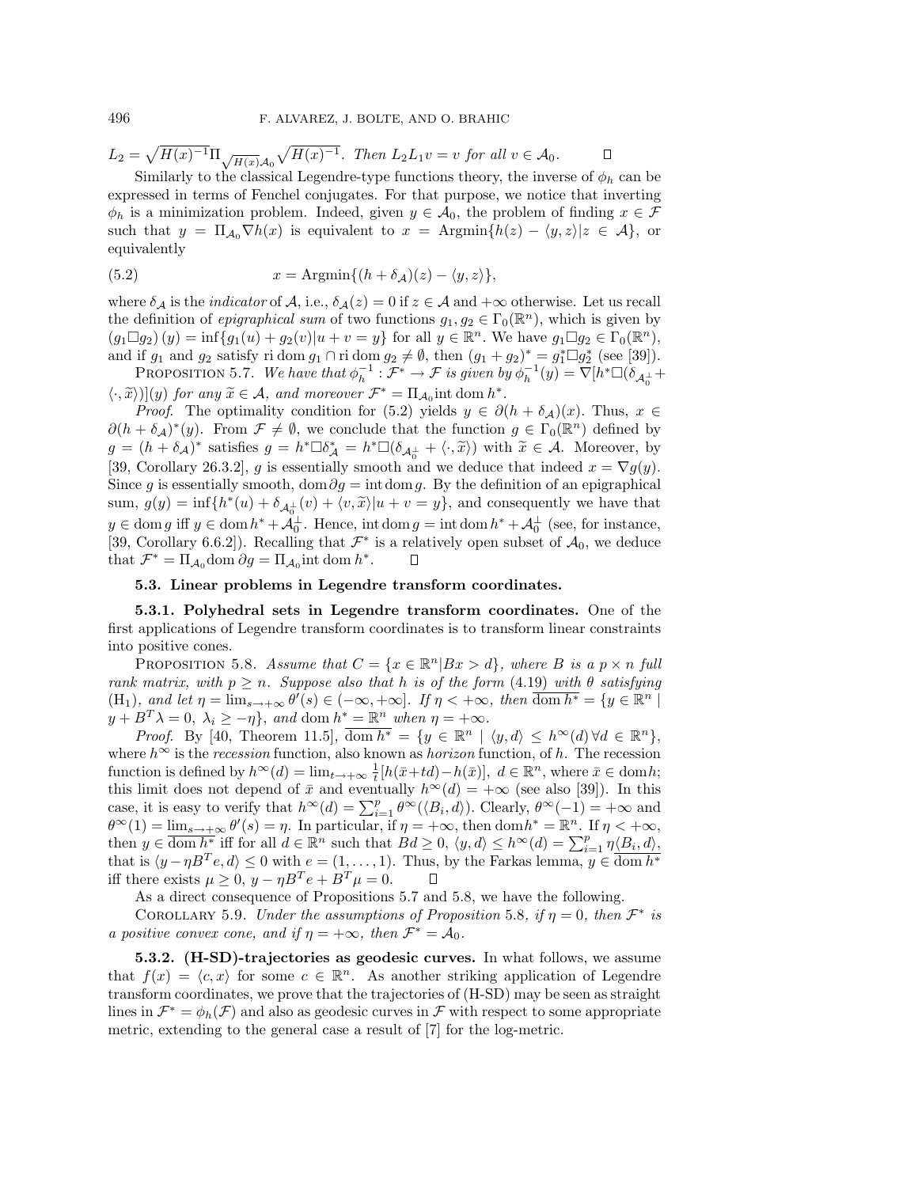$L_2 = \sqrt{H(x)^{-1}}\Pi_{\sqrt{H(x)}\mathcal{A}_0}\sqrt{H(x)^{-1}}$. *Then* $L_2L_1v = v$ *for all* $v \in \mathcal{A}_0$. $\square$

Similarly to the classical Legendre-type functions theory, the inverse of $\phi_h$ can be expressed in terms of Fenchel conjugates. For that purpose, we notice that inverting $\phi_h$ is a minimization problem. Indeed, given $y \in \mathcal{A}_0$, the problem of finding $x \in \mathcal{F}$ such that $y = \Pi_{\mathcal{A}_0}\nabla h(x)$ is equivalent to $x = \text{Argmin}\{h(z) - \langle y, z\rangle | z \in \mathcal{A}\}$, or equivalently

$$x = \text{Argmin}\{(h + \delta_{\mathcal{A}})(z) - \langle y, z\rangle\}, \tag{5.2}$$

where $\delta_{\mathcal{A}}$ is the *indicator* of $\mathcal{A}$, i.e., $\delta_{\mathcal{A}}(z) = 0$ if $z \in \mathcal{A}$ and $+\infty$ otherwise. Let us recall the definition of *epigraphical sum* of two functions $g_1, g_2 \in \Gamma_0(\mathbb{R}^n)$, which is given by $(g_1 \Box g_2)(y) = \inf\{g_1(u) + g_2(v) | u + v = y\}$ for all $y \in \mathbb{R}^n$. We have $g_1 \Box g_2 \in \Gamma_0(\mathbb{R}^n)$, and if $g_1$ and $g_2$ satisfy $\text{ri dom}\, g_1 \cap \text{ri dom}\, g_2 \neq \emptyset$, then $(g_1 + g_2)^* = g_1^* \Box g_2^*$ (see [39]).

PROPOSITION 5.7. *We have that* $\phi_h^{-1} : \mathcal{F}^* \to \mathcal{F}$ *is given by* $\phi_h^{-1}(y) = \nabla[h^* \Box (\delta_{\mathcal{A}_0^\perp} + \langle \cdot, \widetilde{x}\rangle)](y)$ *for any* $\widetilde{x} \in \mathcal{A}$, *and moreover* $\mathcal{F}^* = \Pi_{\mathcal{A}_0}\text{int dom}\, h^*$.

*Proof.* The optimality condition for (5.2) yields $y \in \partial(h + \delta_{\mathcal{A}})(x)$. Thus, $x \in \partial(h + \delta_{\mathcal{A}})^*(y)$. From $\mathcal{F} \neq \emptyset$, we conclude that the function $g \in \Gamma_0(\mathbb{R}^n)$ defined by $g = (h + \delta_{\mathcal{A}})^*$ satisfies $g = h^* \Box \delta_{\mathcal{A}}^* = h^* \Box (\delta_{\mathcal{A}_0^\perp} + \langle \cdot, \widetilde{x}\rangle)$ with $\widetilde{x} \in \mathcal{A}$. Moreover, by [39, Corollary 26.3.2], $g$ is essentially smooth and we deduce that indeed $x = \nabla g(y)$. Since $g$ is essentially smooth, $\text{dom}\, \partial g = \text{int dom}\, g$. By the definition of an epigraphical sum, $g(y) = \inf\{h^*(u) + \delta_{\mathcal{A}_0^\perp}(v) + \langle v, \widetilde{x}\rangle | u + v = y\}$, and consequently we have that $y \in \text{dom}\, g$ iff $y \in \text{dom}\, h^* + \mathcal{A}_0^\perp$. Hence, $\text{int dom}\, g = \text{int dom}\, h^* + \mathcal{A}_0^\perp$ (see, for instance, [39, Corollary 6.6.2]). Recalling that $\mathcal{F}^*$ is a relatively open subset of $\mathcal{A}_0$, we deduce that $\mathcal{F}^* = \Pi_{\mathcal{A}_0}\text{dom}\, \partial g = \Pi_{\mathcal{A}_0}\text{int dom}\, h^*$. $\square$

### 5.3. Linear problems in Legendre transform coordinates.

**5.3.1. Polyhedral sets in Legendre transform coordinates.** One of the first applications of Legendre transform coordinates is to transform linear constraints into positive cones.

PROPOSITION 5.8. *Assume that* $C = \{x \in \mathbb{R}^n | Bx > d\}$, *where* $B$ *is a* $p \times n$ *full rank matrix, with* $p \geq n$. *Suppose also that* $h$ *is of the form* (4.19) *with* $\theta$ *satisfying* (H$_1$), *and let* $\eta = \lim_{s \to +\infty} \theta'(s) \in (-\infty, +\infty]$. *If* $\eta < +\infty$, *then* $\overline{\text{dom}\, h^*} = \{y \in \mathbb{R}^n \mid y + B^T\lambda = 0,\ \lambda_i \geq -\eta\}$, *and* $\text{dom}\, h^* = \mathbb{R}^n$ *when* $\eta = +\infty$.

*Proof.* By [40, Theorem 11.5], $\overline{\text{dom}\, h^*} = \{y \in \mathbb{R}^n \mid \langle y, d\rangle \leq h^\infty(d)\, \forall d \in \mathbb{R}^n\}$, where $h^\infty$ is the *recession* function, also known as *horizon* function, of $h$. The recession function is defined by $h^\infty(d) = \lim_{t \to +\infty} \frac{1}{t}[h(\bar{x} + td) - h(\bar{x})]$, $d \in \mathbb{R}^n$, where $\bar{x} \in \text{dom} h$; this limit does not depend of $\bar{x}$ and eventually $h^\infty(d) = +\infty$ (see also [39]). In this case, it is easy to verify that $h^\infty(d) = \sum_{i=1}^p \theta^\infty(\langle B_i, d\rangle)$. Clearly, $\theta^\infty(-1) = +\infty$ and $\theta^\infty(1) = \lim_{s \to +\infty} \theta'(s) = \eta$. In particular, if $\eta = +\infty$, then $\text{dom} h^* = \mathbb{R}^n$. If $\eta < +\infty$, then $y \in \overline{\text{dom}\, h^*}$ iff for all $d \in \mathbb{R}^n$ such that $Bd \geq 0$, $\langle y, d\rangle \leq h^\infty(d) = \sum_{i=1}^p \eta\langle B_i, d\rangle$, that is $\langle y - \eta B^T e, d\rangle \leq 0$ with $e = (1, \ldots, 1)$. Thus, by the Farkas lemma, $y \in \overline{\text{dom}\, h^*}$ iff there exists $\mu \geq 0$, $y - \eta B^T e + B^T\mu = 0$. $\square$

As a direct consequence of Propositions 5.7 and 5.8, we have the following.

COROLLARY 5.9. *Under the assumptions of Proposition* 5.8, *if* $\eta = 0$, *then* $\mathcal{F}^*$ *is a positive convex cone, and if* $\eta = +\infty$, *then* $\mathcal{F}^* = \mathcal{A}_0$.

**5.3.2. (H-SD)-trajectories as geodesic curves.** In what follows, we assume that $f(x) = \langle c, x\rangle$ for some $c \in \mathbb{R}^n$. As another striking application of Legendre transform coordinates, we prove that the trajectories of (H-SD) may be seen as straight lines in $\mathcal{F}^* = \phi_h(\mathcal{F})$ and also as geodesic curves in $\mathcal{F}$ with respect to some appropriate metric, extending to the general case a result of [7] for the log-metric.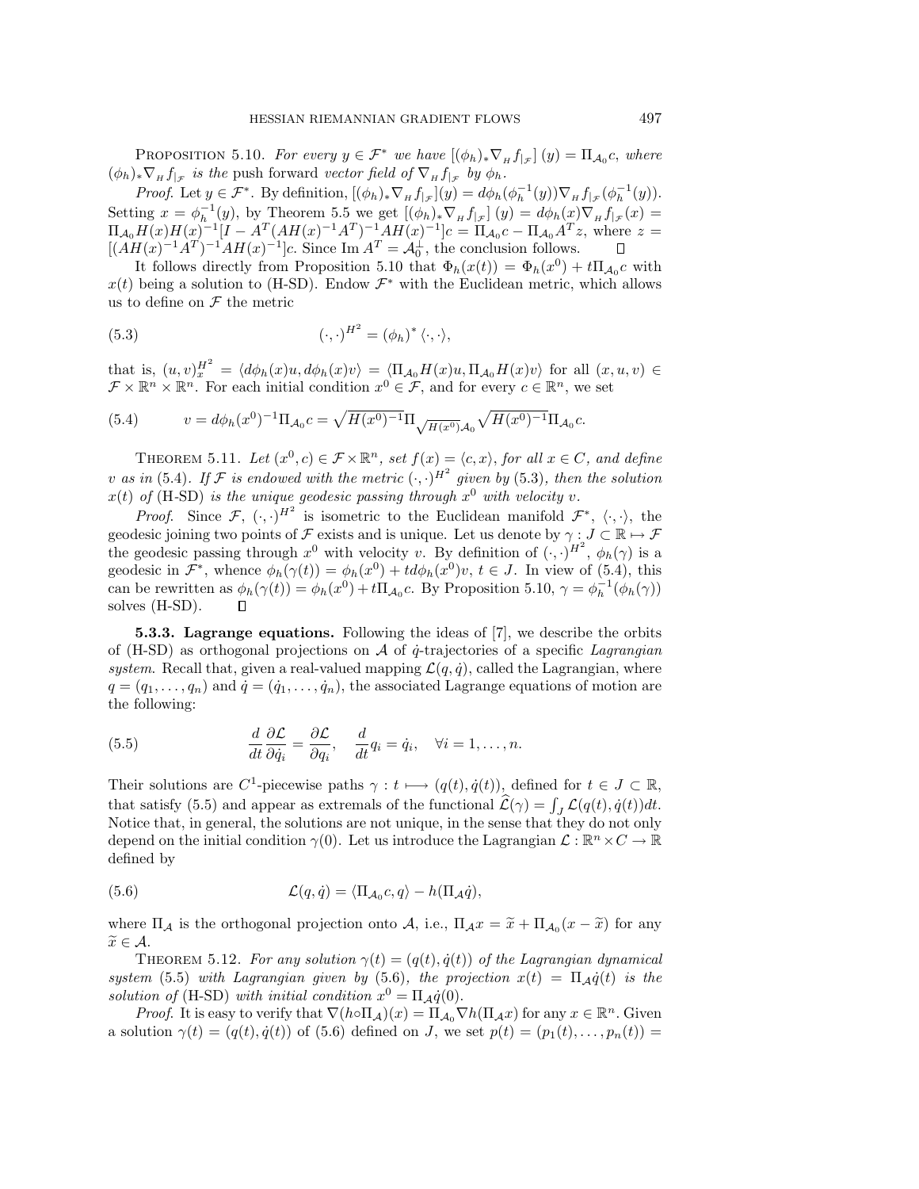PROPOSITION 5.10. *For every $y \in \mathcal{F}^*$ we have $[(\phi_h)_* \nabla_H f_{|\mathcal{F}}](y) = \Pi_{\mathcal{A}_0} c$, where $(\phi_h)_* \nabla_H f_{|\mathcal{F}}$ is the* push forward *vector field of $\nabla_H f_{|\mathcal{F}}$ by $\phi_h$.*

*Proof.* Let $y \in \mathcal{F}^*$. By definition, $[(\phi_h)_* \nabla_H f_{|\mathcal{F}}](y) = d\phi_h(\phi_h^{-1}(y)) \nabla_H f_{|\mathcal{F}}(\phi_h^{-1}(y))$. Setting $x = \phi_h^{-1}(y)$, by Theorem 5.5 we get $[(\phi_h)_* \nabla_H f_{|\mathcal{F}}](y) = d\phi_h(x) \nabla_H f_{|\mathcal{F}}(x) = \Pi_{\mathcal{A}_0} H(x) H(x)^{-1} [I - A^T (AH(x)^{-1} A^T)^{-1} AH(x)^{-1}] c = \Pi_{\mathcal{A}_0} c - \Pi_{\mathcal{A}_0} A^T z$, where $z = [(AH(x)^{-1} A^T)^{-1} AH(x)^{-1}] c$. Since $\operatorname{Im} A^T = \mathcal{A}_0^\perp$, the conclusion follows. $\square$

It follows directly from Proposition 5.10 that $\Phi_h(x(t)) = \Phi_h(x^0) + t \Pi_{\mathcal{A}_0} c$ with $x(t)$ being a solution to (H-SD). Endow $\mathcal{F}^*$ with the Euclidean metric, which allows us to define on $\mathcal{F}$ the metric

$$(\cdot,\cdot)^{H^2} = (\phi_h)^* \langle \cdot, \cdot \rangle, \tag{5.3}$$

that is, $(u,v)_x^{H^2} = \langle d\phi_h(x) u, d\phi_h(x) v \rangle = \langle \Pi_{\mathcal{A}_0} H(x) u, \Pi_{\mathcal{A}_0} H(x) v \rangle$ for all $(x,u,v) \in \mathcal{F} \times \mathbb{R}^n \times \mathbb{R}^n$. For each initial condition $x^0 \in \mathcal{F}$, and for every $c \in \mathbb{R}^n$, we set

$$v = d\phi_h(x^0)^{-1} \Pi_{\mathcal{A}_0} c = \sqrt{H(x^0)^{-1}} \, \Pi_{\sqrt{H(x^0)} \mathcal{A}_0} \sqrt{H(x^0)^{-1}} \, \Pi_{\mathcal{A}_0} c. \tag{5.4}$$

THEOREM 5.11. *Let $(x^0, c) \in \mathcal{F} \times \mathbb{R}^n$, set $f(x) = \langle c, x \rangle$, for all $x \in C$, and define $v$ as in (5.4). If $\mathcal{F}$ is endowed with the metric $(\cdot,\cdot)^{H^2}$ given by (5.3), then the solution $x(t)$ of (H-SD) is the unique geodesic passing through $x^0$ with velocity $v$.*

*Proof.* Since $\mathcal{F}$, $(\cdot,\cdot)^{H^2}$ is isometric to the Euclidean manifold $\mathcal{F}^*$, $\langle \cdot, \cdot \rangle$, the geodesic joining two points of $\mathcal{F}$ exists and is unique. Let us denote by $\gamma : J \subset \mathbb{R} \mapsto \mathcal{F}$ the geodesic passing through $x^0$ with velocity $v$. By definition of $(\cdot,\cdot)^{H^2}$, $\phi_h(\gamma)$ is a geodesic in $\mathcal{F}^*$, whence $\phi_h(\gamma(t)) = \phi_h(x^0) + t d\phi_h(x^0) v$, $t \in J$. In view of (5.4), this can be rewritten as $\phi_h(\gamma(t)) = \phi_h(x^0) + t \Pi_{\mathcal{A}_0} c$. By Proposition 5.10, $\gamma = \phi_h^{-1}(\phi_h(\gamma))$ solves (H-SD). $\square$

**5.3.3. Lagrange equations.** Following the ideas of [7], we describe the orbits of (H-SD) as orthogonal projections on $\mathcal{A}$ of $\dot{q}$-trajectories of a specific *Lagrangian system.* Recall that, given a real-valued mapping $\mathcal{L}(q, \dot{q})$, called the Lagrangian, where $q = (q_1, \dots, q_n)$ and $\dot{q} = (\dot{q}_1, \dots, \dot{q}_n)$, the associated Lagrange equations of motion are the following:

$$\frac{d}{dt} \frac{\partial \mathcal{L}}{\partial \dot{q}_i} = \frac{\partial \mathcal{L}}{\partial q_i}, \quad \frac{d}{dt} q_i = \dot{q}_i, \quad \forall i = 1, \dots, n. \tag{5.5}$$

Their solutions are $C^1$-piecewise paths $\gamma : t \longmapsto (q(t), \dot{q}(t))$, defined for $t \in J \subset \mathbb{R}$, that satisfy (5.5) and appear as extremals of the functional $\widehat{\mathcal{L}}(\gamma) = \int_J \mathcal{L}(q(t), \dot{q}(t)) dt$. Notice that, in general, the solutions are not unique, in the sense that they do not only depend on the initial condition $\gamma(0)$. Let us introduce the Lagrangian $\mathcal{L} : \mathbb{R}^n \times C \to \mathbb{R}$ defined by

$$\mathcal{L}(q, \dot{q}) = \langle \Pi_{\mathcal{A}_0} c, q \rangle - h(\Pi_{\mathcal{A}} \dot{q}), \tag{5.6}$$

where $\Pi_{\mathcal{A}}$ is the orthogonal projection onto $\mathcal{A}$, i.e., $\Pi_{\mathcal{A}} x = \widetilde{x} + \Pi_{\mathcal{A}_0}(x - \widetilde{x})$ for any $\widetilde{x} \in \mathcal{A}$.

THEOREM 5.12. *For any solution $\gamma(t) = (q(t), \dot{q}(t))$ of the Lagrangian dynamical system (5.5) with Lagrangian given by (5.6), the projection $x(t) = \Pi_{\mathcal{A}} \dot{q}(t)$ is the solution of (H-SD) with initial condition $x^0 = \Pi_{\mathcal{A}} \dot{q}(0)$.*

*Proof.* It is easy to verify that $\nabla(h \circ \Pi_{\mathcal{A}})(x) = \Pi_{\mathcal{A}_0} \nabla h(\Pi_{\mathcal{A}} x)$ for any $x \in \mathbb{R}^n$. Given a solution $\gamma(t) = (q(t), \dot{q}(t))$ of (5.6) defined on $J$, we set $p(t) = (p_1(t), \dots, p_n(t)) =$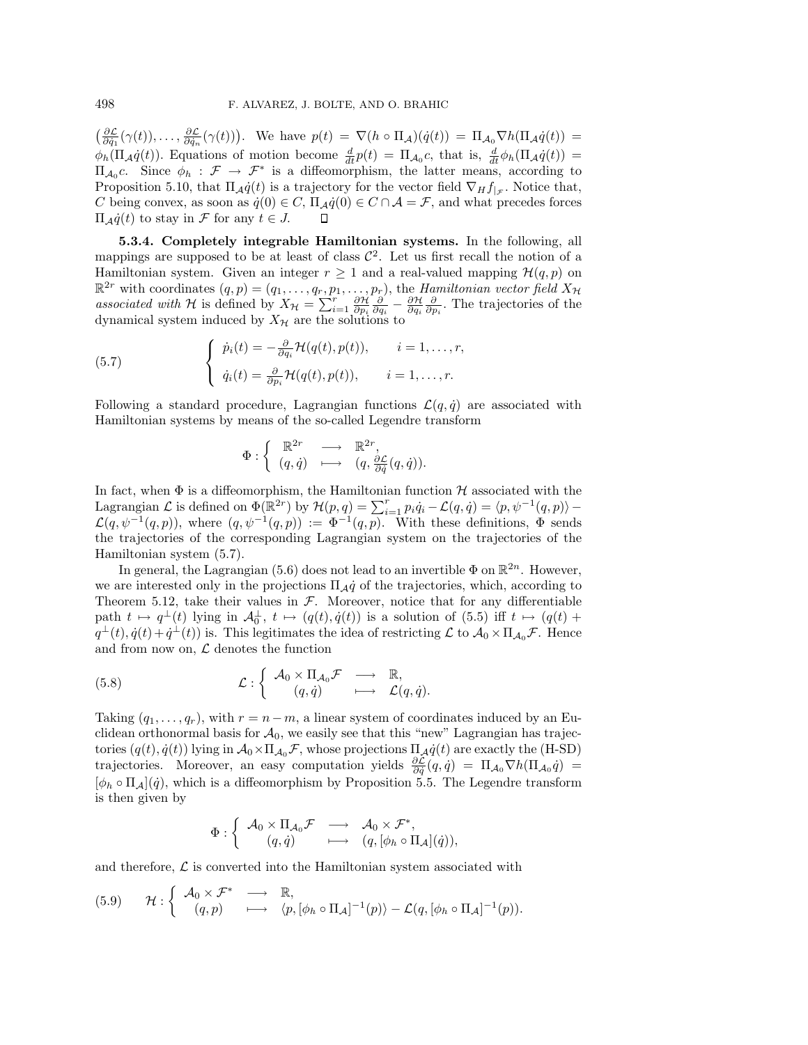$\left(\frac{\partial \mathcal{L}}{\partial \dot{q}_1}(\gamma(t)), \ldots, \frac{\partial \mathcal{L}}{\partial \dot{q}_n}(\gamma(t))\right)$. We have $p(t) = \nabla(h \circ \Pi_{\mathcal{A}})(\dot{q}(t)) = \Pi_{\mathcal{A}_0} \nabla h(\Pi_{\mathcal{A}} \dot{q}(t)) = \phi_h(\Pi_{\mathcal{A}} \dot{q}(t))$. Equations of motion become $\frac{d}{dt} p(t) = \Pi_{\mathcal{A}_0} c$, that is, $\frac{d}{dt} \phi_h(\Pi_{\mathcal{A}} \dot{q}(t)) = \Pi_{\mathcal{A}_0} c$. Since $\phi_h : \mathcal{F} \to \mathcal{F}^*$ is a diffeomorphism, the latter means, according to Proposition 5.10, that $\Pi_{\mathcal{A}} \dot{q}(t)$ is a trajectory for the vector field $\nabla_H f_{|\mathcal{F}}$. Notice that, $C$ being convex, as soon as $\dot{q}(0) \in C$, $\Pi_{\mathcal{A}} \dot{q}(0) \in C \cap \mathcal{A} = \mathcal{F}$, and what precedes forces $\Pi_{\mathcal{A}} \dot{q}(t)$ to stay in $\mathcal{F}$ for any $t \in J$. □

**5.3.4. Completely integrable Hamiltonian systems.** In the following, all mappings are supposed to be at least of class $\mathcal{C}^2$. Let us first recall the notion of a Hamiltonian system. Given an integer $r \geq 1$ and a real-valued mapping $\mathcal{H}(q,p)$ on $\mathbb{R}^{2r}$ with coordinates $(q,p) = (q_1, \ldots, q_r, p_1, \ldots, p_r)$, the *Hamiltonian vector field $X_{\mathcal{H}}$ associated with* $\mathcal{H}$ is defined by $X_{\mathcal{H}} = \sum_{i=1}^r \frac{\partial \mathcal{H}}{\partial p_i} \frac{\partial}{\partial q_i} - \frac{\partial \mathcal{H}}{\partial q_i} \frac{\partial}{\partial p_i}$. The trajectories of the dynamical system induced by $X_{\mathcal{H}}$ are the solutions to

$$
(5.7) \qquad \begin{cases} \dot{p}_i(t) = -\frac{\partial}{\partial q_i} \mathcal{H}(q(t), p(t)), & i = 1, \ldots, r, \\ \dot{q}_i(t) = \frac{\partial}{\partial p_i} \mathcal{H}(q(t), p(t)), & i = 1, \ldots, r. \end{cases}
$$

Following a standard procedure, Lagrangian functions $\mathcal{L}(q, \dot{q})$ are associated with Hamiltonian systems by means of the so-called Legendre transform

$$
\Phi : \begin{cases} \mathbb{R}^{2r} & \longrightarrow \quad \mathbb{R}^{2r}, \\ (q, \dot{q}) & \longmapsto \quad (q, \frac{\partial \mathcal{L}}{\partial \dot{q}}(q, \dot{q})). \end{cases}
$$

In fact, when $\Phi$ is a diffeomorphism, the Hamiltonian function $\mathcal{H}$ associated with the Lagrangian $\mathcal{L}$ is defined on $\Phi(\mathbb{R}^{2r})$ by $\mathcal{H}(p,q) = \sum_{i=1}^r p_i \dot{q}_i - \mathcal{L}(q, \dot{q}) = \langle p, \psi^{-1}(q,p) \rangle - \mathcal{L}(q, \psi^{-1}(q,p))$, where $(q, \psi^{-1}(q,p)) := \Phi^{-1}(q,p)$. With these definitions, $\Phi$ sends the trajectories of the corresponding Lagrangian system on the trajectories of the Hamiltonian system (5.7).

In general, the Lagrangian (5.6) does not lead to an invertible $\Phi$ on $\mathbb{R}^{2n}$. However, we are interested only in the projections $\Pi_{\mathcal{A}} \dot{q}$ of the trajectories, which, according to Theorem 5.12, take their values in $\mathcal{F}$. Moreover, notice that for any differentiable path $t \mapsto q^\perp(t)$ lying in $\mathcal{A}_0^\perp$, $t \mapsto (q(t), \dot{q}(t))$ is a solution of (5.5) iff $t \mapsto (q(t) + q^\perp(t), \dot{q}(t) + \dot{q}^\perp(t))$ is. This legitimates the idea of restricting $\mathcal{L}$ to $\mathcal{A}_0 \times \Pi_{\mathcal{A}_0} \mathcal{F}$. Hence and from now on, $\mathcal{L}$ denotes the function

$$
(5.8) \qquad \mathcal{L} : \begin{cases} \mathcal{A}_0 \times \Pi_{\mathcal{A}_0} \mathcal{F} & \longrightarrow \quad \mathbb{R}, \\ \quad (q, \dot{q}) & \longmapsto \quad \mathcal{L}(q, \dot{q}). \end{cases}
$$

Taking $(q_1, \ldots, q_r)$, with $r = n - m$, a linear system of coordinates induced by an Euclidean orthonormal basis for $\mathcal{A}_0$, we easily see that this "new" Lagrangian has trajectories $(q(t), \dot{q}(t))$ lying in $\mathcal{A}_0 \times \Pi_{\mathcal{A}_0} \mathcal{F}$, whose projections $\Pi_{\mathcal{A}} \dot{q}(t)$ are exactly the (H-SD) trajectories. Moreover, an easy computation yields $\frac{\partial \mathcal{L}}{\partial \dot{q}}(q, \dot{q}) = \Pi_{\mathcal{A}_0} \nabla h(\Pi_{\mathcal{A}_0} \dot{q}) = [\phi_h \circ \Pi_{\mathcal{A}}](\dot{q})$, which is a diffeomorphism by Proposition 5.5. The Legendre transform is then given by

$$
\Phi : \begin{cases} \mathcal{A}_0 \times \Pi_{\mathcal{A}_0} \mathcal{F} & \longrightarrow \quad \mathcal{A}_0 \times \mathcal{F}^*, \\ \quad (q, \dot{q}) & \longmapsto \quad (q, [\phi_h \circ \Pi_{\mathcal{A}}](\dot{q})), \end{cases}
$$

and therefore, $\mathcal{L}$ is converted into the Hamiltonian system associated with

$$
(5.9) \qquad \mathcal{H} : \begin{cases} \mathcal{A}_0 \times \mathcal{F}^* & \longrightarrow \quad \mathbb{R}, \\ \quad (q, p) & \longmapsto \quad \langle p, [\phi_h \circ \Pi_{\mathcal{A}}]^{-1}(p) \rangle - \mathcal{L}(q, [\phi_h \circ \Pi_{\mathcal{A}}]^{-1}(p)). \end{cases}
$$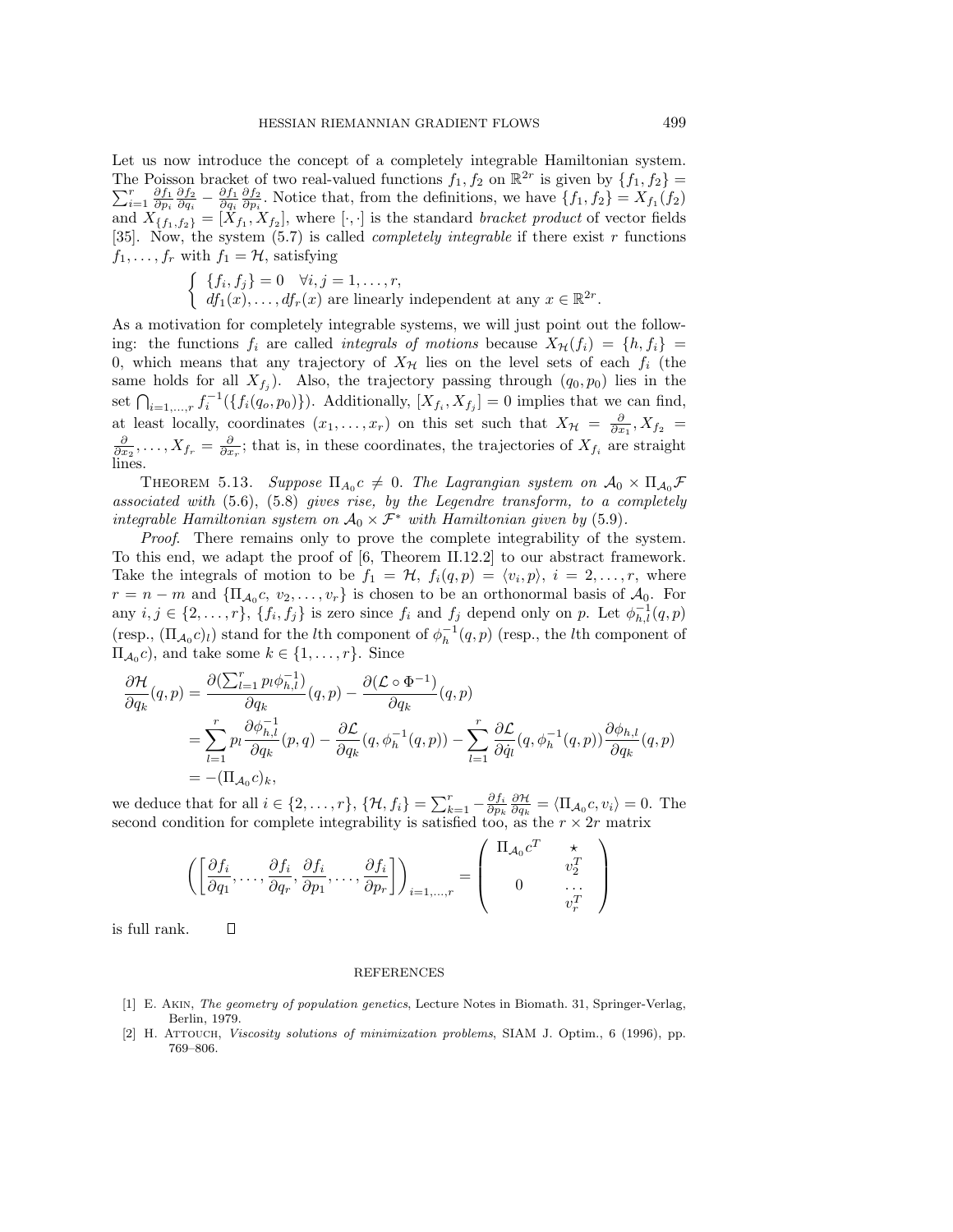Let us now introduce the concept of a completely integrable Hamiltonian system. The Poisson bracket of two real-valued functions $f_1, f_2$ on $\mathbb{R}^{2r}$ is given by $\{f_1, f_2\} = \sum_{i=1}^{r} \frac{\partial f_1}{\partial p_i}\frac{\partial f_2}{\partial q_i} - \frac{\partial f_1}{\partial q_i}\frac{\partial f_2}{\partial p_i}$. Notice that, from the definitions, we have $\{f_1, f_2\} = X_{f_1}(f_2)$ and $X_{\{f_1,f_2\}} = [X_{f_1}, X_{f_2}]$, where $[\cdot,\cdot]$ is the standard *bracket product* of vector fields [35]. Now, the system (5.7) is called *completely integrable* if there exist $r$ functions $f_1, \ldots, f_r$ with $f_1 = \mathcal{H}$, satisfying

$$
\begin{cases} \{f_i, f_j\} = 0 \quad \forall i, j = 1, \ldots, r, \\ df_1(x), \ldots, df_r(x) \text{ are linearly independent at any } x \in \mathbb{R}^{2r}. \end{cases}
$$

As a motivation for completely integrable systems, we will just point out the following: the functions $f_i$ are called *integrals of motions* because $X_{\mathcal{H}}(f_i) = \{h, f_i\} = 0$, which means that any trajectory of $X_{\mathcal{H}}$ lies on the level sets of each $f_i$ (the same holds for all $X_{f_j}$). Also, the trajectory passing through $(q_0, p_0)$ lies in the set $\bigcap_{i=1,\ldots,r} f_i^{-1}(\{f_i(q_o, p_0)\})$. Additionally, $[X_{f_i}, X_{f_j}] = 0$ implies that we can find, at least locally, coordinates $(x_1, \ldots, x_r)$ on this set such that $X_{\mathcal{H}} = \frac{\partial}{\partial x_1}, X_{f_2} = \frac{\partial}{\partial x_2}, \ldots, X_{f_r} = \frac{\partial}{\partial x_r}$; that is, in these coordinates, the trajectories of $X_{f_i}$ are straight lines.

THEOREM 5.13. *Suppose $\Pi_{\mathcal{A}_0} c \neq 0$. The Lagrangian system on $\mathcal{A}_0 \times \Pi_{\mathcal{A}_0}\mathcal{F}$ associated with* (5.6), (5.8) *gives rise, by the Legendre transform, to a completely integrable Hamiltonian system on $\mathcal{A}_0 \times \mathcal{F}^*$ with Hamiltonian given by* (5.9).

*Proof.* There remains only to prove the complete integrability of the system. To this end, we adapt the proof of [6, Theorem II.12.2] to our abstract framework. Take the integrals of motion to be $f_1 = \mathcal{H}$, $f_i(q,p) = \langle v_i, p\rangle$, $i = 2, \ldots, r$, where $r = n - m$ and $\{\Pi_{\mathcal{A}_0} c, v_2, \ldots, v_r\}$ is chosen to be an orthonormal basis of $\mathcal{A}_0$. For any $i, j \in \{2, \ldots, r\}$, $\{f_i, f_j\}$ is zero since $f_i$ and $f_j$ depend only on $p$. Let $\phi_{h,l}^{-1}(q,p)$ (resp., $(\Pi_{\mathcal{A}_0} c)_l$) stand for the $l$th component of $\phi_h^{-1}(q,p)$ (resp., the $l$th component of $\Pi_{\mathcal{A}_0} c$), and take some $k \in \{1, \ldots, r\}$. Since

$$
\begin{aligned}
\frac{\partial \mathcal{H}}{\partial q_k}(q,p) &= \frac{\partial(\sum_{l=1}^{r} p_l \phi_{h,l}^{-1})}{\partial q_k}(q,p) - \frac{\partial(\mathcal{L} \circ \Phi^{-1})}{\partial q_k}(q,p) \\
&= \sum_{l=1}^{r} p_l \frac{\partial \phi_{h,l}^{-1}}{\partial q_k}(p,q) - \frac{\partial \mathcal{L}}{\partial q_k}(q, \phi_h^{-1}(q,p)) - \sum_{l=1}^{r} \frac{\partial \mathcal{L}}{\partial \dot{q}_l}(q, \phi_h^{-1}(q,p)) \frac{\partial \phi_{h,l}}{\partial q_k}(q,p) \\
&= -(\Pi_{\mathcal{A}_0} c)_k,
\end{aligned}
$$

we deduce that for all $i \in \{2, \ldots, r\}$, $\{\mathcal{H}, f_i\} = \sum_{k=1}^{r} -\frac{\partial f_i}{\partial p_k}\frac{\partial \mathcal{H}}{\partial q_k} = \langle \Pi_{\mathcal{A}_0} c, v_i\rangle = 0$. The second condition for complete integrability is satisfied too, as the $r \times 2r$ matrix

$$
\left( \left[ \frac{\partial f_i}{\partial q_1}, \ldots, \frac{\partial f_i}{\partial q_r}, \frac{\partial f_i}{\partial p_1}, \ldots, \frac{\partial f_i}{\partial p_r} \right] \right)_{i=1,\ldots,r} = \begin{pmatrix} \Pi_{\mathcal{A}_0} c^T & \star \\ & v_2^T \\ 0 & \ldots \\ & v_r^T \end{pmatrix}
$$

is full rank. $\square$

## REFERENCES

[1] E. Akin, *The geometry of population genetics*, Lecture Notes in Biomath. 31, Springer-Verlag, Berlin, 1979.

[2] H. Attouch, *Viscosity solutions of minimization problems*, SIAM J. Optim., 6 (1996), pp. 769–806.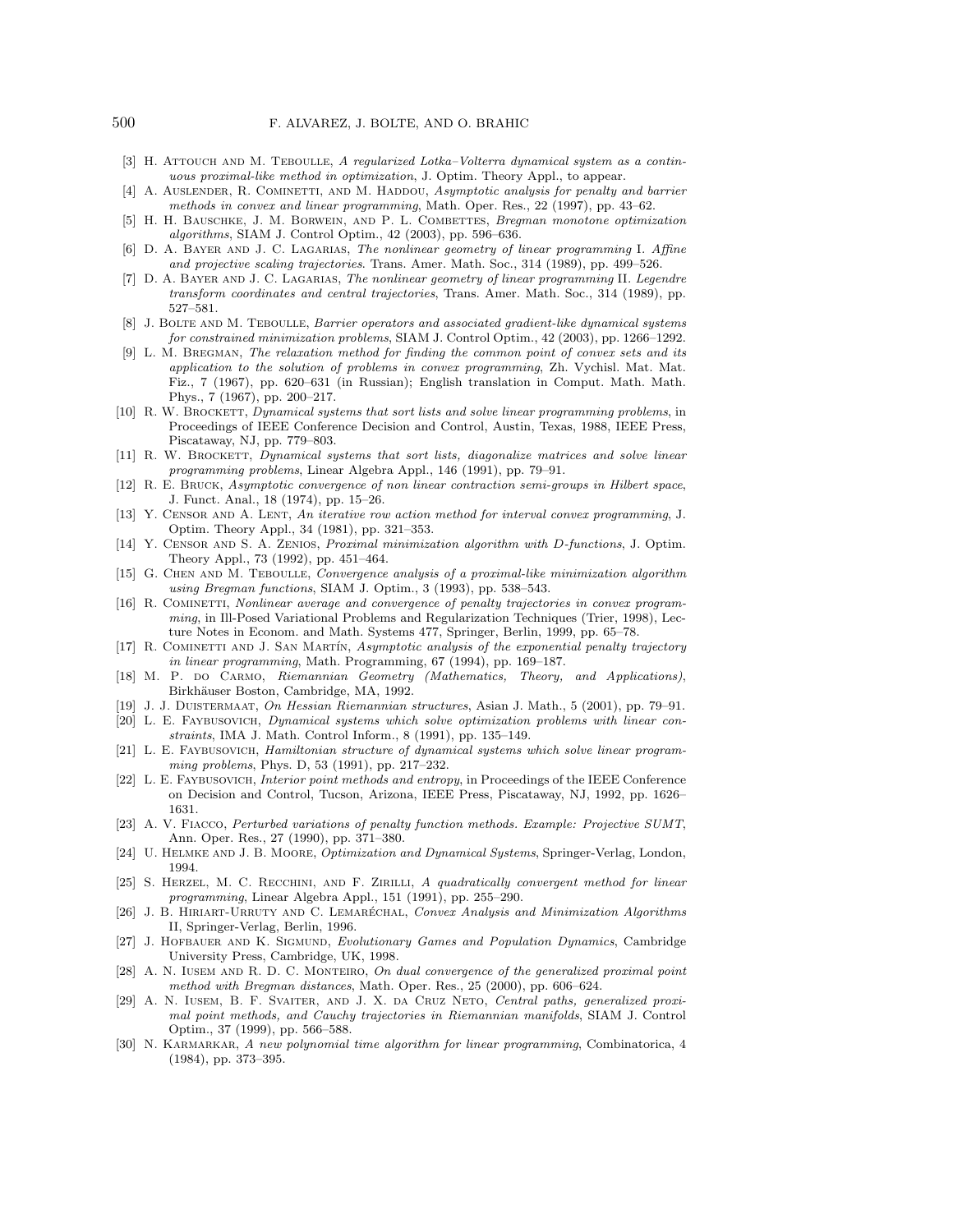[3] H. Attouch and M. Teboulle, *A regularized Lotka–Volterra dynamical system as a continuous proximal-like method in optimization*, J. Optim. Theory Appl., to appear.

[4] A. Auslender, R. Cominetti, and M. Haddou, *Asymptotic analysis for penalty and barrier methods in convex and linear programming*, Math. Oper. Res., 22 (1997), pp. 43–62.

[5] H. H. Bauschke, J. M. Borwein, and P. L. Combettes, *Bregman monotone optimization algorithms*, SIAM J. Control Optim., 42 (2003), pp. 596–636.

[6] D. A. Bayer and J. C. Lagarias, *The nonlinear geometry of linear programming* I. *Affine and projective scaling trajectories*. Trans. Amer. Math. Soc., 314 (1989), pp. 499–526.

[7] D. A. Bayer and J. C. Lagarias, *The nonlinear geometry of linear programming* II. *Legendre transform coordinates and central trajectories*, Trans. Amer. Math. Soc., 314 (1989), pp. 527–581.

[8] J. Bolte and M. Teboulle, *Barrier operators and associated gradient-like dynamical systems for constrained minimization problems*, SIAM J. Control Optim., 42 (2003), pp. 1266–1292.

[9] L. M. Bregman, *The relaxation method for finding the common point of convex sets and its application to the solution of problems in convex programming*, Zh. Vychisl. Mat. Mat. Fiz., 7 (1967), pp. 620–631 (in Russian); English translation in Comput. Math. Math. Phys., 7 (1967), pp. 200–217.

[10] R. W. Brockett, *Dynamical systems that sort lists and solve linear programming problems*, in Proceedings of IEEE Conference Decision and Control, Austin, Texas, 1988, IEEE Press, Piscataway, NJ, pp. 779–803.

[11] R. W. Brockett, *Dynamical systems that sort lists, diagonalize matrices and solve linear programming problems*, Linear Algebra Appl., 146 (1991), pp. 79–91.

[12] R. E. Bruck, *Asymptotic convergence of non linear contraction semi-groups in Hilbert space*, J. Funct. Anal., 18 (1974), pp. 15–26.

[13] Y. Censor and A. Lent, *An iterative row action method for interval convex programming*, J. Optim. Theory Appl., 34 (1981), pp. 321–353.

[14] Y. Censor and S. A. Zenios, *Proximal minimization algorithm with D-functions*, J. Optim. Theory Appl., 73 (1992), pp. 451–464.

[15] G. Chen and M. Teboulle, *Convergence analysis of a proximal-like minimization algorithm using Bregman functions*, SIAM J. Optim., 3 (1993), pp. 538–543.

[16] R. Cominetti, *Nonlinear average and convergence of penalty trajectories in convex programming*, in Ill-Posed Variational Problems and Regularization Techniques (Trier, 1998), Lecture Notes in Econom. and Math. Systems 477, Springer, Berlin, 1999, pp. 65–78.

[17] R. Cominetti and J. San Martín, *Asymptotic analysis of the exponential penalty trajectory in linear programming*, Math. Programming, 67 (1994), pp. 169–187.

[18] M. P. do Carmo, *Riemannian Geometry (Mathematics, Theory, and Applications)*, Birkhäuser Boston, Cambridge, MA, 1992.

[19] J. J. Duistermaat, *On Hessian Riemannian structures*, Asian J. Math., 5 (2001), pp. 79–91.

[20] L. E. Faybusovich, *Dynamical systems which solve optimization problems with linear constraints*, IMA J. Math. Control Inform., 8 (1991), pp. 135–149.

[21] L. E. Faybusovich, *Hamiltonian structure of dynamical systems which solve linear programming problems*, Phys. D, 53 (1991), pp. 217–232.

[22] L. E. Faybusovich, *Interior point methods and entropy*, in Proceedings of the IEEE Conference on Decision and Control, Tucson, Arizona, IEEE Press, Piscataway, NJ, 1992, pp. 1626–1631.

[23] A. V. Fiacco, *Perturbed variations of penalty function methods. Example: Projective SUMT*, Ann. Oper. Res., 27 (1990), pp. 371–380.

[24] U. Helmke and J. B. Moore, *Optimization and Dynamical Systems*, Springer-Verlag, London, 1994.

[25] S. Herzel, M. C. Recchini, and F. Zirilli, *A quadratically convergent method for linear programming*, Linear Algebra Appl., 151 (1991), pp. 255–290.

[26] J. B. Hiriart-Urruty and C. Lemaréchal, *Convex Analysis and Minimization Algorithms* II, Springer-Verlag, Berlin, 1996.

[27] J. Hofbauer and K. Sigmund, *Evolutionary Games and Population Dynamics*, Cambridge University Press, Cambridge, UK, 1998.

[28] A. N. Iusem and R. D. C. Monteiro, *On dual convergence of the generalized proximal point method with Bregman distances*, Math. Oper. Res., 25 (2000), pp. 606–624.

[29] A. N. Iusem, B. F. Svaiter, and J. X. da Cruz Neto, *Central paths, generalized proximal point methods, and Cauchy trajectories in Riemannian manifolds*, SIAM J. Control Optim., 37 (1999), pp. 566–588.

[30] N. Karmarkar, *A new polynomial time algorithm for linear programming*, Combinatorica, 4 (1984), pp. 373–395.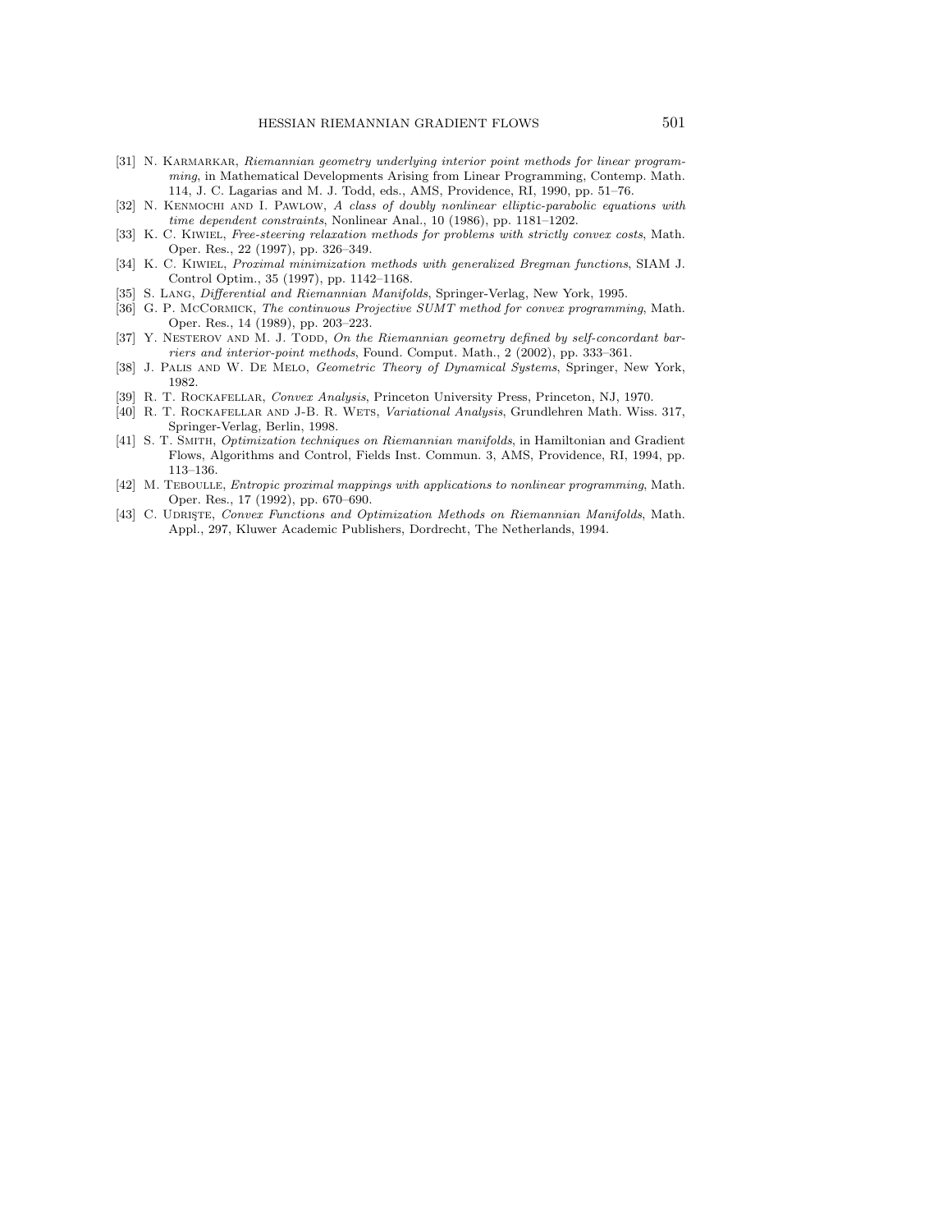[31] N. Karmarkar, *Riemannian geometry underlying interior point methods for linear programming*, in Mathematical Developments Arising from Linear Programming, Contemp. Math. 114, J. C. Lagarias and M. J. Todd, eds., AMS, Providence, RI, 1990, pp. 51–76.

[32] N. Kenmochi and I. Pawlow, *A class of doubly nonlinear elliptic-parabolic equations with time dependent constraints*, Nonlinear Anal., 10 (1986), pp. 1181–1202.

[33] K. C. Kiwiel, *Free-steering relaxation methods for problems with strictly convex costs*, Math. Oper. Res., 22 (1997), pp. 326–349.

[34] K. C. Kiwiel, *Proximal minimization methods with generalized Bregman functions*, SIAM J. Control Optim., 35 (1997), pp. 1142–1168.

[35] S. Lang, *Differential and Riemannian Manifolds*, Springer-Verlag, New York, 1995.

[36] G. P. McCormick, *The continuous Projective SUMT method for convex programming*, Math. Oper. Res., 14 (1989), pp. 203–223.

[37] Y. Nesterov and M. J. Todd, *On the Riemannian geometry defined by self-concordant barriers and interior-point methods*, Found. Comput. Math., 2 (2002), pp. 333–361.

[38] J. Palis and W. De Melo, *Geometric Theory of Dynamical Systems*, Springer, New York, 1982.

[39] R. T. Rockafellar, *Convex Analysis*, Princeton University Press, Princeton, NJ, 1970.

[40] R. T. Rockafellar and J-B. R. Wets, *Variational Analysis*, Grundlehren Math. Wiss. 317, Springer-Verlag, Berlin, 1998.

[41] S. T. Smith, *Optimization techniques on Riemannian manifolds*, in Hamiltonian and Gradient Flows, Algorithms and Control, Fields Inst. Commun. 3, AMS, Providence, RI, 1994, pp. 113–136.

[42] M. Teboulle, *Entropic proximal mappings with applications to nonlinear programming*, Math. Oper. Res., 17 (1992), pp. 670–690.

[43] C. Udrişte, *Convex Functions and Optimization Methods on Riemannian Manifolds*, Math. Appl., 297, Kluwer Academic Publishers, Dordrecht, The Netherlands, 1994.